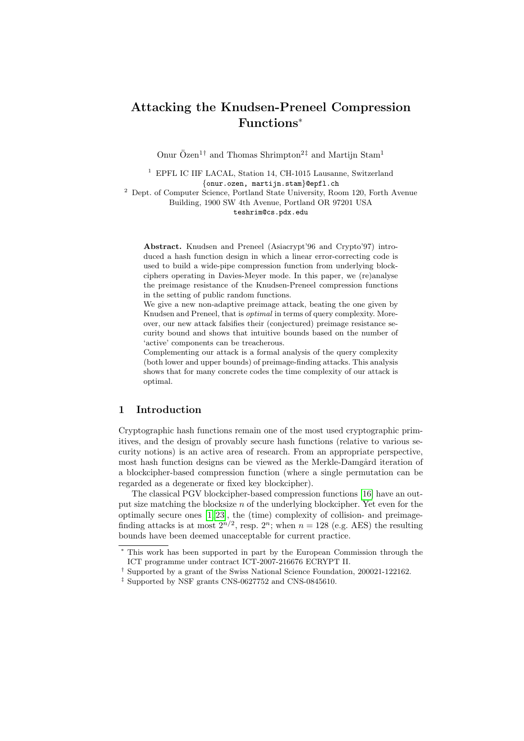# Attacking the Knudsen-Preneel Compression Functions*

Onur Özen[1†] and Thomas Shrimpton[2‡] and Martijn Stam[1]

[1] EPFL IC IIF LACAL, Station 14, CH-1015 Lausanne, Switzerland
{onur.ozen, martijn.stam}@epfl.ch

[2] Dept. of Computer Science, Portland State University, Room 120, Forth Avenue Building, 1900 SW 4th Avenue, Portland OR 97201 USA
teshrim@cs.pdx.edu

**Abstract.** Knudsen and Preneel (Asiacrypt'96 and Crypto'97) introduced a hash function design in which a linear error-correcting code is used to build a wide-pipe compression function from underlying blockciphers operating in Davies-Meyer mode. In this paper, we (re)analyse the preimage resistance of the Knudsen-Preneel compression functions in the setting of public random functions.

We give a new non-adaptive preimage attack, beating the one given by Knudsen and Preneel, that is *optimal* in terms of query complexity. Moreover, our new attack falsifies their (conjectured) preimage resistance security bound and shows that intuitive bounds based on the number of 'active' components can be treacherous.

Complementing our attack is a formal analysis of the query complexity (both lower and upper bounds) of preimage-finding attacks. This analysis shows that for many concrete codes the time complexity of our attack is optimal.

## 1 Introduction

Cryptographic hash functions remain one of the most used cryptographic primitives, and the design of provably secure hash functions (relative to various security notions) is an active area of research. From an appropriate perspective, most hash function designs can be viewed as the Merkle-Damgård iteration of a blockcipher-based compression function (where a single permutation can be regarded as a degenerate or fixed key blockcipher).

The classical PGV blockcipher-based compression functions [16] have an output size matching the blocksize $n$ of the underlying blockcipher. Yet even for the optimally secure ones [1, 23], the (time) complexity of collision- and preimage-finding attacks is at most $2^{n/2}$, resp. $2^n$; when $n = 128$ (e.g. AES) the resulting bounds have been deemed unacceptable for current practice.

---

* This work has been supported in part by the European Commission through the ICT programme under contract ICT-2007-216676 ECRYPT II.

† Supported by a grant of the Swiss National Science Foundation, 200021-122162.

‡ Supported by NSF grants CNS-0627752 and CNS-0845610.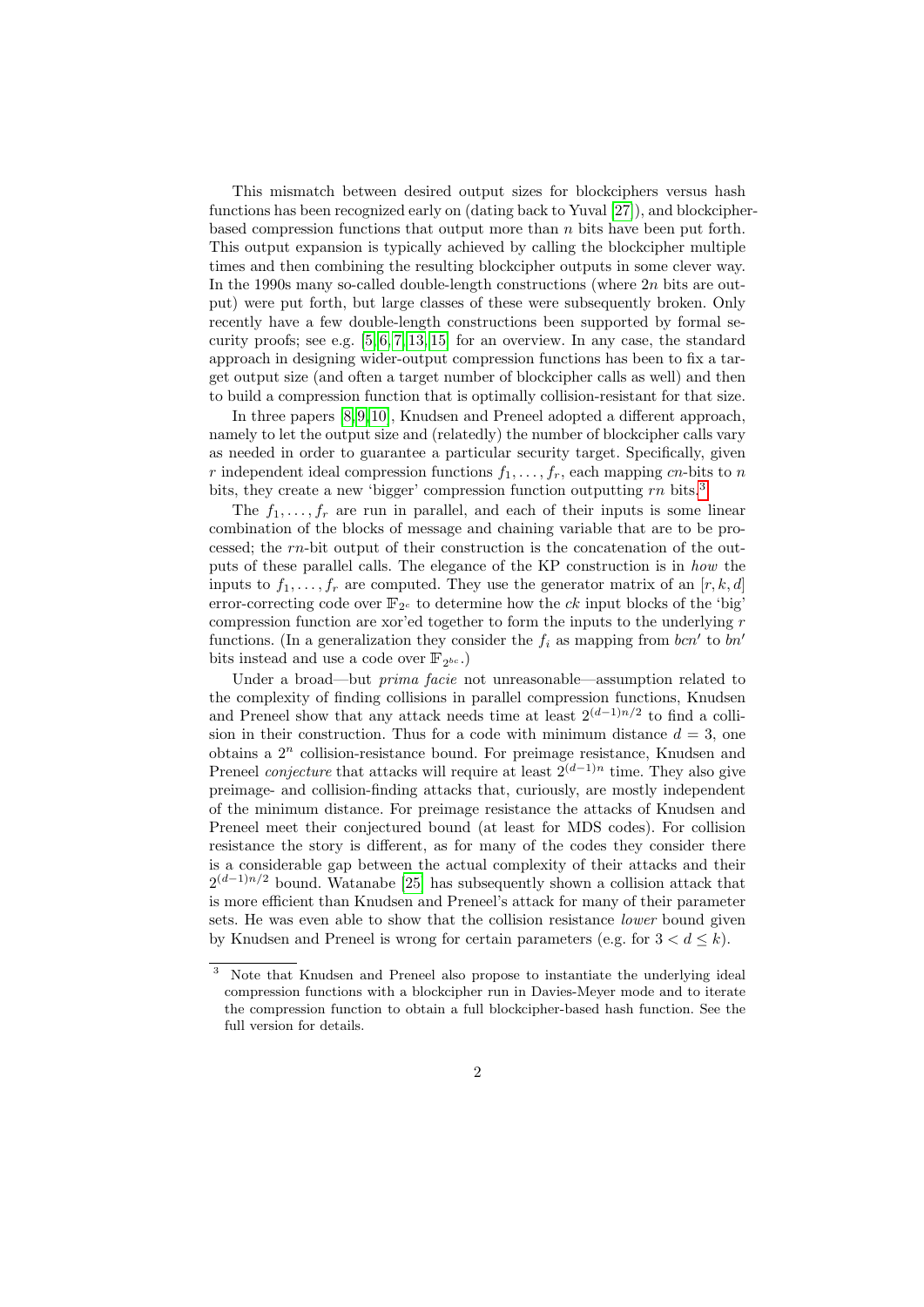This mismatch between desired output sizes for blockciphers versus hash functions has been recognized early on (dating back to Yuval [27]), and blockcipher-based compression functions that output more than $n$ bits have been put forth. This output expansion is typically achieved by calling the blockcipher multiple times and then combining the resulting blockcipher outputs in some clever way. In the 1990s many so-called double-length constructions (where $2n$ bits are output) were put forth, but large classes of these were subsequently broken. Only recently have a few double-length constructions been supported by formal security proofs; see e.g. [5,6,7,13,15] for an overview. In any case, the standard approach in designing wider-output compression functions has been to fix a target output size (and often a target number of blockcipher calls as well) and then to build a compression function that is optimally collision-resistant for that size.

In three papers [8,9,10], Knudsen and Preneel adopted a different approach, namely to let the output size and (relatedly) the number of blockcipher calls vary as needed in order to guarantee a particular security target. Specifically, given $r$ independent ideal compression functions $f_1, \ldots, f_r$, each mapping $cn$-bits to $n$ bits, they create a new 'bigger' compression function outputting $rn$ bits.[3]

The $f_1, \ldots, f_r$ are run in parallel, and each of their inputs is some linear combination of the blocks of message and chaining variable that are to be processed; the $rn$-bit output of their construction is the concatenation of the outputs of these parallel calls. The elegance of the KP construction is in *how* the inputs to $f_1, \ldots, f_r$ are computed. They use the generator matrix of an $[r, k, d]$ error-correcting code over $\mathbb{F}_{2^c}$ to determine how the $ck$ input blocks of the 'big' compression function are xor'ed together to form the inputs to the underlying $r$ functions. (In a generalization they consider the $f_i$ as mapping from $bcn'$ to $bn'$ bits instead and use a code over $\mathbb{F}_{2^{bc}}$.)

Under a broad—but *prima facie* not unreasonable—assumption related to the complexity of finding collisions in parallel compression functions, Knudsen and Preneel show that any attack needs time at least $2^{(d-1)n/2}$ to find a collision in their construction. Thus for a code with minimum distance $d = 3$, one obtains a $2^n$ collision-resistance bound. For preimage resistance, Knudsen and Preneel *conjecture* that attacks will require at least $2^{(d-1)n}$ time. They also give preimage- and collision-finding attacks that, curiously, are mostly independent of the minimum distance. For preimage resistance the attacks of Knudsen and Preneel meet their conjectured bound (at least for MDS codes). For collision resistance the story is different, as for many of the codes they consider there is a considerable gap between the actual complexity of their attacks and their $2^{(d-1)n/2}$ bound. Watanabe [25] has subsequently shown a collision attack that is more efficient than Knudsen and Preneel's attack for many of their parameter sets. He was even able to show that the collision resistance *lower* bound given by Knudsen and Preneel is wrong for certain parameters (e.g. for $3 < d \leq k$).

[3] Note that Knudsen and Preneel also propose to instantiate the underlying ideal compression functions with a blockcipher run in Davies-Meyer mode and to iterate the compression function to obtain a full blockcipher-based hash function. See the full version for details.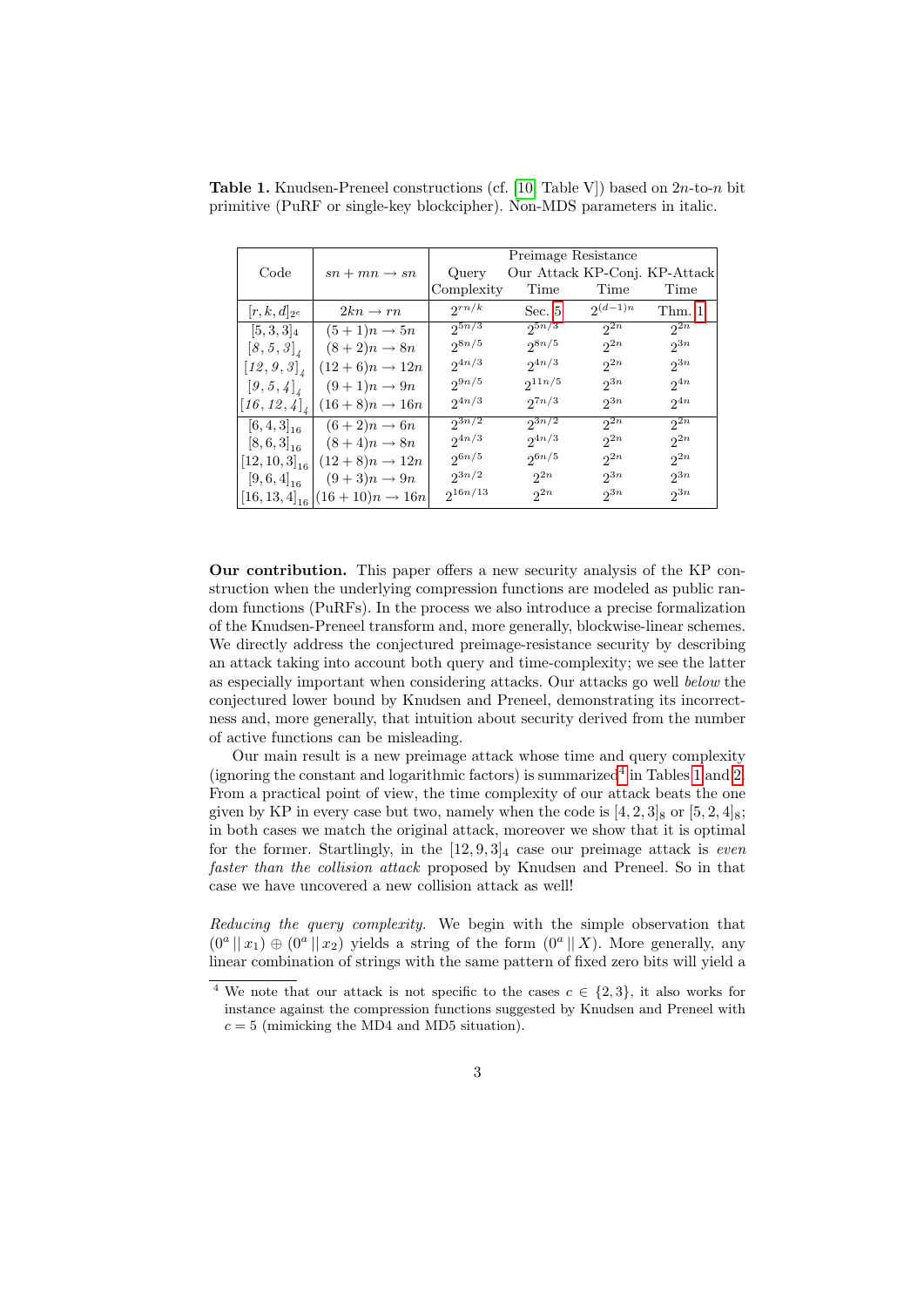**Table 1.** Knudsen-Preneel constructions (cf. [10, Table V]) based on $2n$-to-$n$ bit primitive (PuRF or single-key blockcipher). Non-MDS parameters in italic.

| Code | $sn + mn \to sn$ | Preimage Resistance | | | |
|---|---|---|---|---|---|
| | | Query Complexity | Our Attack Time | KP-Conj. Time | KP-Attack Time |
| $[r,k,d]_{2^e}$ | $2kn \to rn$ | $2^{rn/k}$ | Sec. 5 | $2^{(d-1)n}$ | Thm. 1 |
| $[5,3,3]_4$ | $(5+1)n \to 5n$ | $2^{5n/3}$ | $2^{5n/3}$ | $2^{2n}$ | $2^{2n}$ |
| $[\mathit{8},\mathit{5},\mathit{3}]_{\mathit{4}}$ | $(8+2)n \to 8n$ | $2^{8n/5}$ | $2^{8n/5}$ | $2^{2n}$ | $2^{3n}$ |
| $[\mathit{12},\mathit{9},\mathit{3}]_{\mathit{4}}$ | $(12+6)n \to 12n$ | $2^{4n/3}$ | $2^{4n/3}$ | $2^{2n}$ | $2^{3n}$ |
| $[\mathit{9},\mathit{5},\mathit{4}]_{\mathit{4}}$ | $(9+1)n \to 9n$ | $2^{9n/5}$ | $2^{11n/5}$ | $2^{3n}$ | $2^{4n}$ |
| $[\mathit{16},\mathit{12},\mathit{4}]_{\mathit{4}}$ | $(16+8)n \to 16n$ | $2^{4n/3}$ | $2^{7n/3}$ | $2^{3n}$ | $2^{4n}$ |
| $[6,4,3]_{16}$ | $(6+2)n \to 6n$ | $2^{3n/2}$ | $2^{3n/2}$ | $2^{2n}$ | $2^{2n}$ |
| $[8,6,3]_{16}$ | $(8+4)n \to 8n$ | $2^{4n/3}$ | $2^{4n/3}$ | $2^{2n}$ | $2^{2n}$ |
| $[12,10,3]_{16}$ | $(12+8)n \to 12n$ | $2^{6n/5}$ | $2^{6n/5}$ | $2^{2n}$ | $2^{2n}$ |
| $[9,6,4]_{16}$ | $(9+3)n \to 9n$ | $2^{3n/2}$ | $2^{2n}$ | $2^{3n}$ | $2^{3n}$ |
| $[16,13,4]_{16}$ | $(16+10)n \to 16n$ | $2^{16n/13}$ | $2^{2n}$ | $2^{3n}$ | $2^{3n}$ |

**Our contribution.** This paper offers a new security analysis of the KP construction when the underlying compression functions are modeled as public random functions (PuRFs). In the process we also introduce a precise formalization of the Knudsen-Preneel transform and, more generally, blockwise-linear schemes. We directly address the conjectured preimage-resistance security by describing an attack taking into account both query and time-complexity; we see the latter as especially important when considering attacks. Our attacks go well *below* the conjectured lower bound by Knudsen and Preneel, demonstrating its incorrectness and, more generally, that intuition about security derived from the number of active functions can be misleading.

Our main result is a new preimage attack whose time and query complexity (ignoring the constant and logarithmic factors) is summarized[4] in Tables 1 and 2. From a practical point of view, the time complexity of our attack beats the one given by KP in every case but two, namely when the code is $[4,2,3]_8$ or $[5,2,4]_8$; in both cases we match the original attack, moreover we show that it is optimal for the former. Startlingly, in the $[12,9,3]_4$ case our preimage attack is *even faster than the collision attack* proposed by Knudsen and Preneel. So in that case we have uncovered a new collision attack as well!

*Reducing the query complexity.* We begin with the simple observation that $(0^a \,||\, x_1) \oplus (0^a \,||\, x_2)$ yields a string of the form $(0^a \,||\, X)$. More generally, any linear combination of strings with the same pattern of fixed zero bits will yield a

[4] We note that our attack is not specific to the cases $c \in \{2,3\}$, it also works for instance against the compression functions suggested by Knudsen and Preneel with $c = 5$ (mimicking the MD4 and MD5 situation).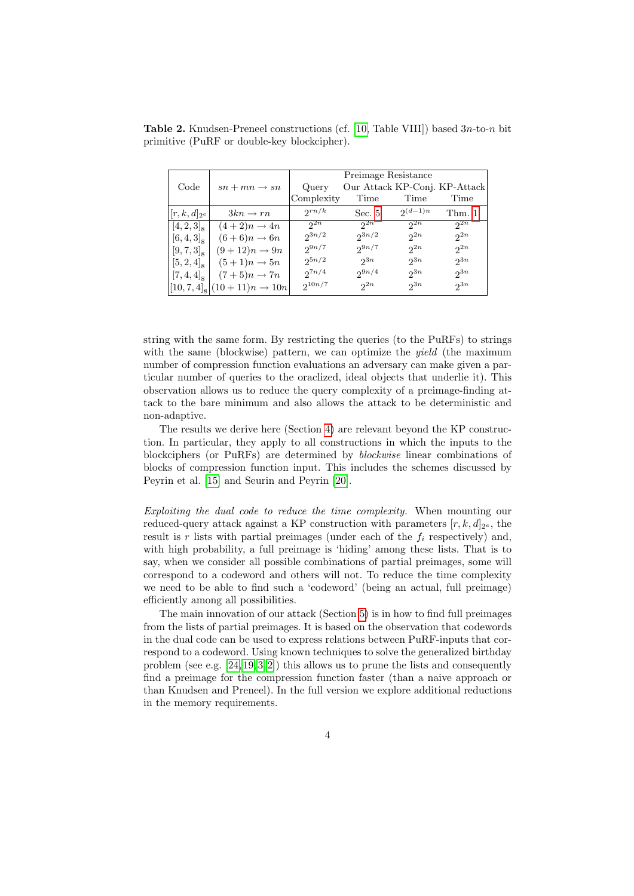**Table 2.** Knudsen-Preneel constructions (cf. [10, Table VIII]) based $3n$-to-$n$ bit primitive (PuRF or double-key blockcipher).

| Code | $sn + mn \to sn$ | Preimage Resistance | | | |
|---|---|---|---|---|---|
| | | Query Complexity | Our Attack Time | KP-Conj. Time | KP-Attack Time |
| $[r,k,d]_{2^e}$ | $3kn \to rn$ | $2^{rn/k}$ | Sec. 5 | $2^{(d-1)n}$ | Thm. 1 |
| $[4,2,3]_8$ | $(4+2)n \to 4n$ | $2^{2n}$ | $2^{2n}$ | $2^{2n}$ | $2^{2n}$ |
| $[6,4,3]_8$ | $(6+6)n \to 6n$ | $2^{3n/2}$ | $2^{3n/2}$ | $2^{2n}$ | $2^{2n}$ |
| $[9,7,3]_8$ | $(9+12)n \to 9n$ | $2^{9n/7}$ | $2^{9n/7}$ | $2^{2n}$ | $2^{2n}$ |
| $[5,2,4]_8$ | $(5+1)n \to 5n$ | $2^{5n/2}$ | $2^{3n}$ | $2^{3n}$ | $2^{3n}$ |
| $[7,4,4]_8$ | $(7+5)n \to 7n$ | $2^{7n/4}$ | $2^{9n/4}$ | $2^{3n}$ | $2^{3n}$ |
| $[10,7,4]_8$ | $(10+11)n \to 10n$ | $2^{10n/7}$ | $2^{2n}$ | $2^{3n}$ | $2^{3n}$ |

string with the same form. By restricting the queries (to the PuRFs) to strings with the same (blockwise) pattern, we can optimize the *yield* (the maximum number of compression function evaluations an adversary can make given a particular number of queries to the oraclized, ideal objects that underlie it). This observation allows us to reduce the query complexity of a preimage-finding attack to the bare minimum and also allows the attack to be deterministic and non-adaptive.

The results we derive here (Section 4) are relevant beyond the KP construction. In particular, they apply to all constructions in which the inputs to the blockciphers (or PuRFs) are determined by *blockwise* linear combinations of blocks of compression function input. This includes the schemes discussed by Peyrin et al. [15] and Seurin and Peyrin [20].

*Exploiting the dual code to reduce the time complexity.* When mounting our reduced-query attack against a KP construction with parameters $[r,k,d]_{2^e}$, the result is $r$ lists with partial preimages (under each of the $f_i$ respectively) and, with high probability, a full preimage is 'hiding' among these lists. That is to say, when we consider all possible combinations of partial preimages, some will correspond to a codeword and others will not. To reduce the time complexity we need to be able to find such a 'codeword' (being an actual, full preimage) efficiently among all possibilities.

The main innovation of our attack (Section 5) is in how to find full preimages from the lists of partial preimages. It is based on the observation that codewords in the dual code can be used to express relations between PuRF-inputs that correspond to a codeword. Using known techniques to solve the generalized birthday problem (see e.g. [24,19,3,2]) this allows us to prune the lists and consequently find a preimage for the compression function faster (than a naive approach or than Knudsen and Preneel). In the full version we explore additional reductions in the memory requirements.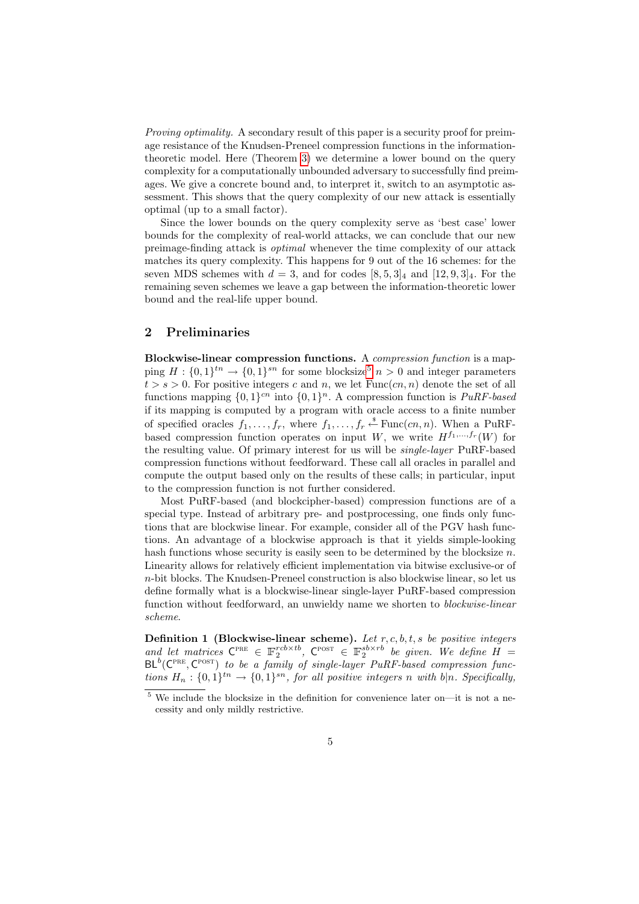*Proving optimality.* A secondary result of this paper is a security proof for preimage resistance of the Knudsen-Preneel compression functions in the information-theoretic model. Here (Theorem 3) we determine a lower bound on the query complexity for a computationally unbounded adversary to successfully find preimages. We give a concrete bound and, to interpret it, switch to an asymptotic assessment. This shows that the query complexity of our new attack is essentially optimal (up to a small factor).

Since the lower bounds on the query complexity serve as 'best case' lower bounds for the complexity of real-world attacks, we can conclude that our new preimage-finding attack is *optimal* whenever the time complexity of our attack matches its query complexity. This happens for 9 out of the 16 schemes: for the seven MDS schemes with $d = 3$, and for codes $[8, 5, 3]_4$ and $[12, 9, 3]_4$. For the remaining seven schemes we leave a gap between the information-theoretic lower bound and the real-life upper bound.

## 2 Preliminaries

**Blockwise-linear compression functions.** A *compression function* is a mapping $H : \{0,1\}^{tn} \to \{0,1\}^{sn}$ for some blocksize[5] $n > 0$ and integer parameters $t > s > 0$. For positive integers $c$ and $n$, we let $\mathrm{Func}(cn, n)$ denote the set of all functions mapping $\{0,1\}^{cn}$ into $\{0,1\}^n$. A compression function is *PuRF-based* if its mapping is computed by a program with oracle access to a finite number of specified oracles $f_1, \ldots, f_r$, where $f_1, \ldots, f_r \stackrel{\$}{\leftarrow} \mathrm{Func}(cn, n)$. When a PuRF-based compression function operates on input $W$, we write $H^{f_1,\ldots,f_r}(W)$ for the resulting value. Of primary interest for us will be *single-layer* PuRF-based compression functions without feedforward. These call all oracles in parallel and compute the output based only on the results of these calls; in particular, input to the compression function is not further considered.

Most PuRF-based (and blockcipher-based) compression functions are of a special type. Instead of arbitrary pre- and postprocessing, one finds only functions that are blockwise linear. For example, consider all of the PGV hash functions. An advantage of a blockwise approach is that it yields simple-looking hash functions whose security is easily seen to be determined by the blocksize $n$. Linearity allows for relatively efficient implementation via bitwise exclusive-or of $n$-bit blocks. The Knudsen-Preneel construction is also blockwise linear, so let us define formally what is a blockwise-linear single-layer PuRF-based compression function without feedforward, an unwieldy name we shorten to *blockwise-linear scheme*.

**Definition 1 (Blockwise-linear scheme).** *Let $r, c, b, t, s$ be positive integers and let matrices $\mathsf{C}^{\text{PRE}} \in \mathbb{F}_2^{rcb \times tb}$, $\mathsf{C}^{\text{POST}} \in \mathbb{F}_2^{sb \times rb}$ be given. We define $H = \mathsf{BL}^b(\mathsf{C}^{\text{PRE}}, \mathsf{C}^{\text{POST}})$ to be a family of single-layer PuRF-based compression functions $H_n : \{0,1\}^{tn} \to \{0,1\}^{sn}$, for all positive integers $n$ with $b|n$. Specifically,*

[5] We include the blocksize in the definition for convenience later on—it is not a necessity and only mildly restrictive.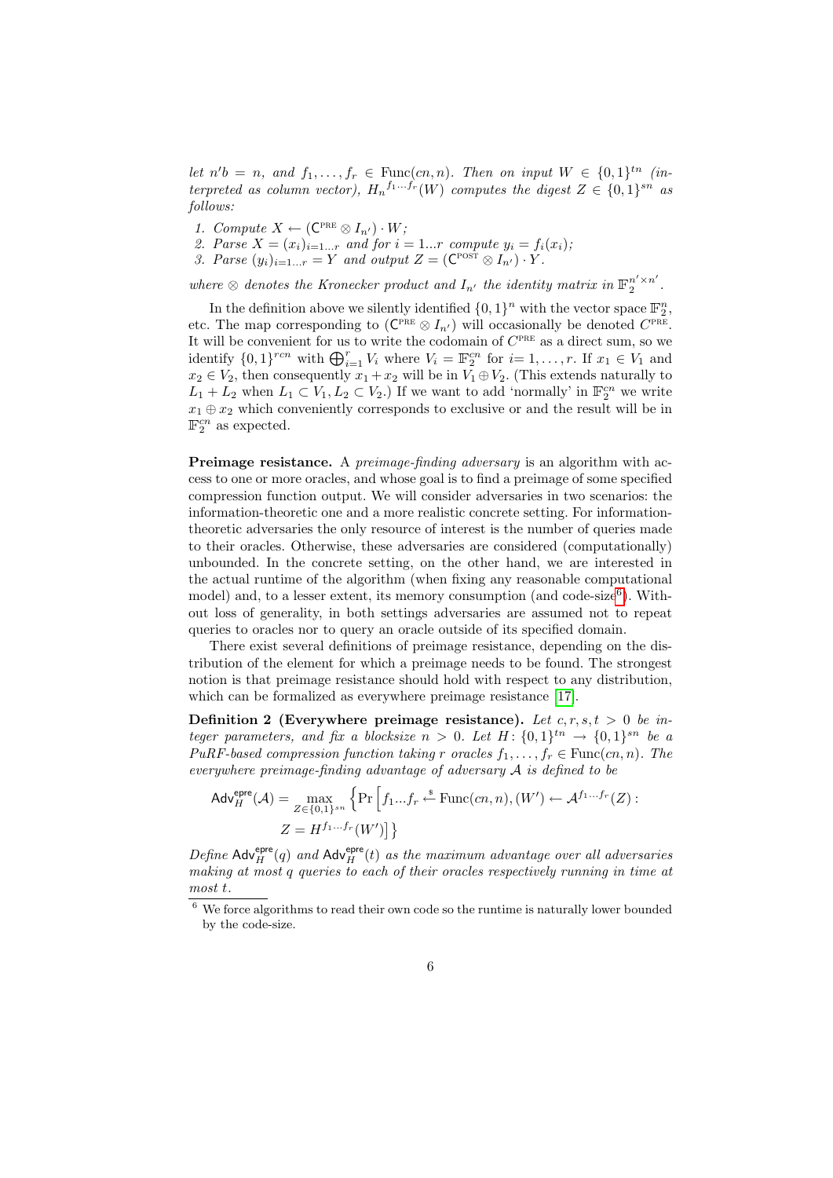*let $n'b = n$, and $f_1, \ldots, f_r \in \text{Func}(cn, n)$. Then on input $W \in \{0,1\}^{tn}$ (interpreted as column vector), $H_n{}^{f_1 \ldots f_r}(W)$ computes the digest $Z \in \{0,1\}^{sn}$ as follows:*

1. *Compute $X \leftarrow (\mathsf{C}^{\text{PRE}} \otimes I_{n'}) \cdot W$;*
2. *Parse $X = (x_i)_{i=1\ldots r}$ and for $i = 1 \ldots r$ compute $y_i = f_i(x_i)$;*
3. *Parse $(y_i)_{i=1\ldots r} = Y$ and output $Z = (\mathsf{C}^{\text{POST}} \otimes I_{n'}) \cdot Y$.*

*where $\otimes$ denotes the Kronecker product and $I_{n'}$ the identity matrix in $\mathbb{F}_2^{n' \times n'}$.*

In the definition above we silently identified $\{0,1\}^n$ with the vector space $\mathbb{F}_2^n$, etc. The map corresponding to $(\mathsf{C}^{\text{PRE}} \otimes I_{n'})$ will occasionally be denoted $C^{\text{PRE}}$. It will be convenient for us to write the codomain of $C^{\text{PRE}}$ as a direct sum, so we identify $\{0,1\}^{rcn}$ with $\bigoplus_{i=1}^{r} V_i$ where $V_i = \mathbb{F}_2^{cn}$ for $i = 1, \ldots, r$. If $x_1 \in V_1$ and $x_2 \in V_2$, then consequently $x_1 + x_2$ will be in $V_1 \oplus V_2$. (This extends naturally to $L_1 + L_2$ when $L_1 \subset V_1, L_2 \subset V_2$.) If we want to add 'normally' in $\mathbb{F}_2^{cn}$ we write $x_1 \oplus x_2$ which conveniently corresponds to exclusive or and the result will be in $\mathbb{F}_2^{cn}$ as expected.

**Preimage resistance.** A *preimage-finding adversary* is an algorithm with access to one or more oracles, and whose goal is to find a preimage of some specified compression function output. We will consider adversaries in two scenarios: the information-theoretic one and a more realistic concrete setting. For information-theoretic adversaries the only resource of interest is the number of queries made to their oracles. Otherwise, these adversaries are considered (computationally) unbounded. In the concrete setting, on the other hand, we are interested in the actual runtime of the algorithm (when fixing any reasonable computational model) and, to a lesser extent, its memory consumption (and code-size[6]). Without loss of generality, in both settings adversaries are assumed not to repeat queries to oracles nor to query an oracle outside of its specified domain.

There exist several definitions of preimage resistance, depending on the distribution of the element for which a preimage needs to be found. The strongest notion is that preimage resistance should hold with respect to any distribution, which can be formalized as everywhere preimage resistance [17].

**Definition 2 (Everywhere preimage resistance).** *Let $c, r, s, t > 0$ be integer parameters, and fix a blocksize $n > 0$. Let $H\colon \{0,1\}^{tn} \to \{0,1\}^{sn}$ be a PuRF-based compression function taking $r$ oracles $f_1, \ldots, f_r \in \text{Func}(cn, n)$. The everywhere preimage-finding advantage of adversary $\mathcal{A}$ is defined to be*

$$\mathsf{Adv}_H^{\mathsf{epre}}(\mathcal{A}) = \max_{Z \in \{0,1\}^{sn}} \Big\{ \Pr \Big[ f_1 \ldots f_r \xleftarrow{\$} \text{Func}(cn, n), (W') \leftarrow \mathcal{A}^{f_1 \ldots f_r}(Z) : Z = H^{f_1 \ldots f_r}(W') \Big] \Big\}$$

*Define $\mathsf{Adv}_H^{\mathsf{epre}}(q)$ and $\mathsf{Adv}_H^{\mathsf{epre}}(t)$ as the maximum advantage over all adversaries making at most $q$ queries to each of their oracles respectively running in time at most $t$.*

[6] We force algorithms to read their own code so the runtime is naturally lower bounded by the code-size.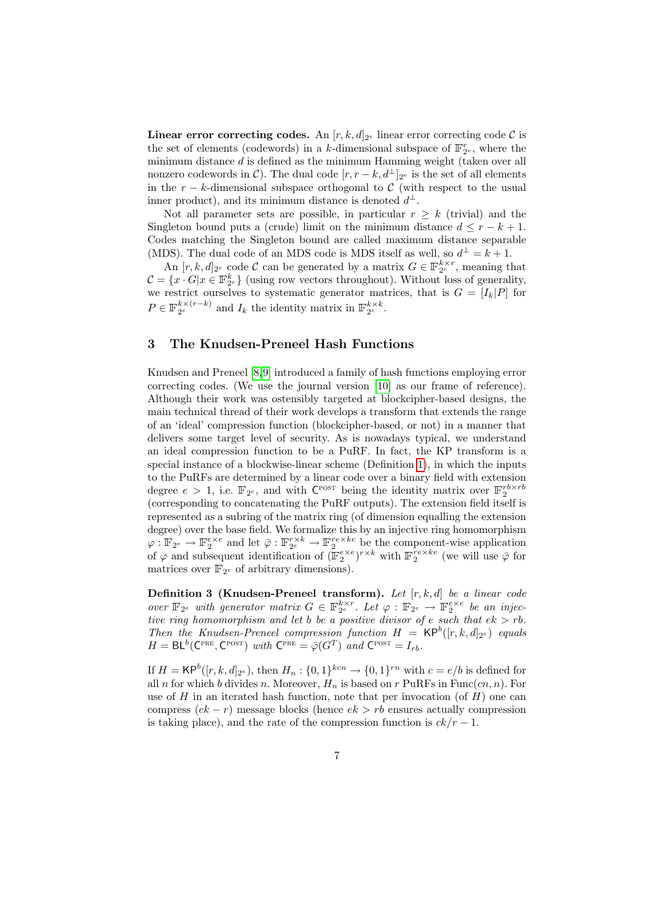**Linear error correcting codes.** An $[r,k,d]_{2^e}$ linear error correcting code $\mathcal{C}$ is the set of elements (codewords) in a $k$-dimensional subspace of $\mathbb{F}_{2^e}^r$, where the minimum distance $d$ is defined as the minimum Hamming weight (taken over all nonzero codewords in $\mathcal{C}$). The dual code $[r, r-k, d^\perp]_{2^e}$ is the set of all elements in the $r-k$-dimensional subspace orthogonal to $\mathcal{C}$ (with respect to the usual inner product), and its minimum distance is denoted $d^\perp$.

Not all parameter sets are possible, in particular $r \geq k$ (trivial) and the Singleton bound puts a (crude) limit on the minimum distance $d \leq r-k+1$. Codes matching the Singleton bound are called maximum distance separable (MDS). The dual code of an MDS code is MDS itself as well, so $d^\perp = k+1$.

An $[r,k,d]_{2^e}$ code $\mathcal{C}$ can be generated by a matrix $G \in \mathbb{F}_{2^e}^{k\times r}$, meaning that $\mathcal{C} = \{x \cdot G | x \in \mathbb{F}_{2^e}^k\}$ (using row vectors throughout). Without loss of generality, we restrict ourselves to systematic generator matrices, that is $G = [I_k|P]$ for $P \in \mathbb{F}_{2^e}^{k\times(r-k)}$ and $I_k$ the identity matrix in $\mathbb{F}_{2^e}^{k\times k}$.

## 3 The Knudsen-Preneel Hash Functions

Knudsen and Preneel [8,9] introduced a family of hash functions employing error correcting codes. (We use the journal version [10] as our frame of reference). Although their work was ostensibly targeted at blockcipher-based designs, the main technical thread of their work develops a transform that extends the range of an 'ideal' compression function (blockcipher-based, or not) in a manner that delivers some target level of security. As is nowadays typical, we understand an ideal compression function to be a PuRF. In fact, the KP transform is a special instance of a blockwise-linear scheme (Definition 1), in which the inputs to the PuRFs are determined by a linear code over a binary field with extension degree $e > 1$, i.e. $\mathbb{F}_{2^e}$, and with $\mathsf{C}^{\text{POST}}$ being the identity matrix over $\mathbb{F}_2^{rb\times rb}$ (corresponding to concatenating the PuRF outputs). The extension field itself is represented as a subring of the matrix ring (of dimension equalling the extension degree) over the base field. We formalize this by an injective ring homomorphism $\varphi : \mathbb{F}_{2^e} \to \mathbb{F}_2^{e\times e}$ and let $\bar{\varphi} : \mathbb{F}_{2^e}^{r\times k} \to \mathbb{F}_2^{re\times ke}$ be the component-wise application of $\varphi$ and subsequent identification of $(\mathbb{F}_2^{e\times e})^{r\times k}$ with $\mathbb{F}_2^{re\times ke}$ (we will use $\bar{\varphi}$ for matrices over $\mathbb{F}_{2^e}$ of arbitrary dimensions).

**Definition 3 (Knudsen-Preneel transform).** *Let $[r,k,d]$ be a linear code over $\mathbb{F}_{2^e}$ with generator matrix $G \in \mathbb{F}_{2^e}^{k\times r}$. Let $\varphi : \mathbb{F}_{2^e} \to \mathbb{F}_2^{e\times e}$ be an injective ring homomorphism and let $b$ be a positive divisor of $e$ such that $ek > rb$. Then the Knudsen-Preneel compression function $H = \mathsf{KP}^b([r,k,d]_{2^e})$ equals $H = \mathsf{BL}^b(\mathsf{C}^{\text{PRE}}, \mathsf{C}^{\text{POST}})$ with $\mathsf{C}^{\text{PRE}} = \bar{\varphi}(G^T)$ and $\mathsf{C}^{\text{POST}} = I_{rb}$.*

If $H = \mathsf{KP}^b([r,k,d]_{2^e})$, then $H_n : \{0,1\}^{kcn} \to \{0,1\}^{rn}$ with $c = e/b$ is defined for all $n$ for which $b$ divides $n$. Moreover, $H_n$ is based on $r$ PuRFs in Func$(cn, n)$. For use of $H$ in an iterated hash function, note that per invocation (of $H$) one can compress $(ck - r)$ message blocks (hence $ek > rb$ ensures actually compression is taking place), and the rate of the compression function is $ck/r - 1$.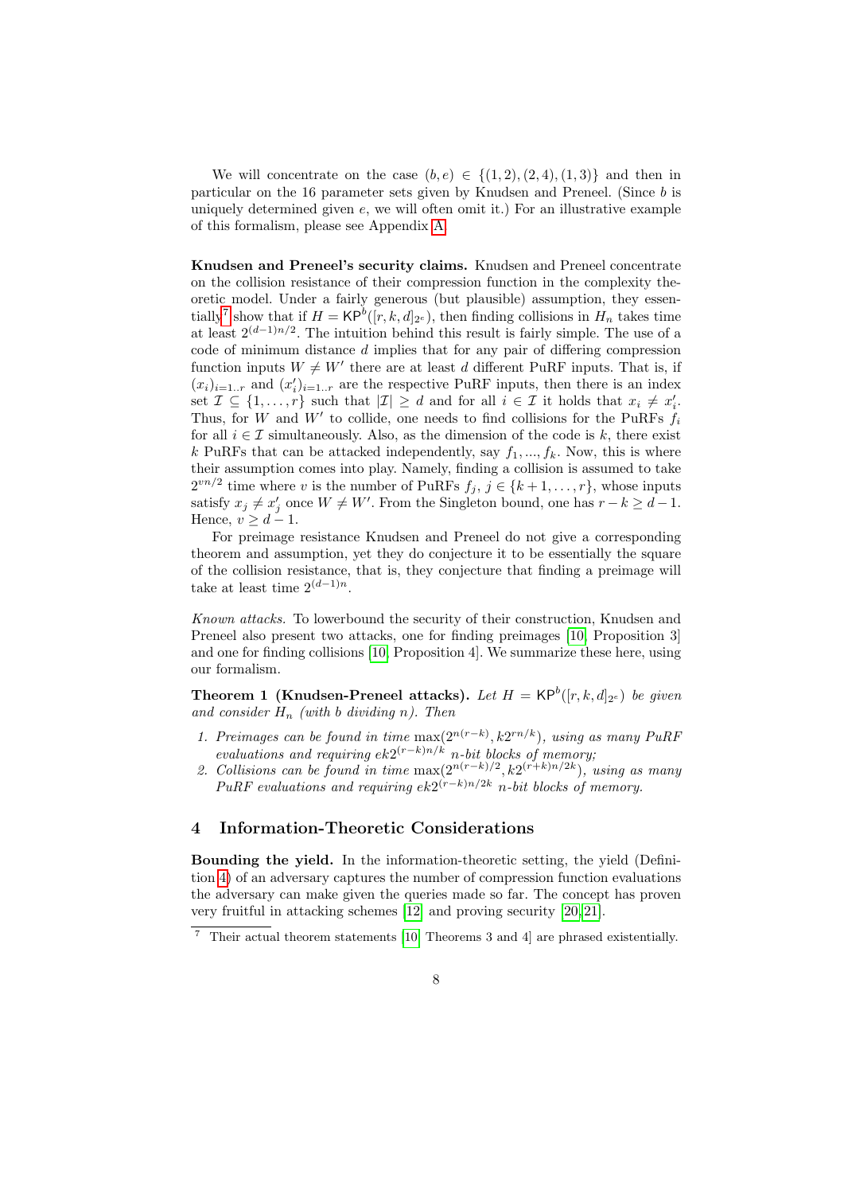We will concentrate on the case $(b, e) \in \{(1, 2), (2, 4), (1, 3)\}$ and then in particular on the 16 parameter sets given by Knudsen and Preneel. (Since $b$ is uniquely determined given $e$, we will often omit it.) For an illustrative example of this formalism, please see Appendix A.

**Knudsen and Preneel's security claims.** Knudsen and Preneel concentrate on the collision resistance of their compression function in the complexity theoretic model. Under a fairly generous (but plausible) assumption, they essentially[7] show that if $H = \mathsf{KP}^b([r, k, d]_{2^e})$, then finding collisions in $H_n$ takes time at least $2^{(d-1)n/2}$. The intuition behind this result is fairly simple. The use of a code of minimum distance $d$ implies that for any pair of differing compression function inputs $W \neq W'$ there are at least $d$ different PuRF inputs. That is, if $(x_i)_{i=1..r}$ and $(x'_i)_{i=1..r}$ are the respective PuRF inputs, then there is an index set $\mathcal{I} \subseteq \{1, \ldots, r\}$ such that $|\mathcal{I}| \geq d$ and for all $i \in \mathcal{I}$ it holds that $x_i \neq x'_i$. Thus, for $W$ and $W'$ to collide, one needs to find collisions for the PuRFs $f_i$ for all $i \in \mathcal{I}$ simultaneously. Also, as the dimension of the code is $k$, there exist $k$ PuRFs that can be attacked independently, say $f_1, ..., f_k$. Now, this is where their assumption comes into play. Namely, finding a collision is assumed to take $2^{vn/2}$ time where $v$ is the number of PuRFs $f_j$, $j \in \{k+1, \ldots, r\}$, whose inputs satisfy $x_j \neq x'_j$ once $W \neq W'$. From the Singleton bound, one has $r - k \geq d - 1$. Hence, $v \geq d - 1$.

For preimage resistance Knudsen and Preneel do not give a corresponding theorem and assumption, yet they do conjecture it to be essentially the square of the collision resistance, that is, they conjecture that finding a preimage will take at least time $2^{(d-1)n}$.

*Known attacks.* To lowerbound the security of their construction, Knudsen and Preneel also present two attacks, one for finding preimages [10, Proposition 3] and one for finding collisions [10, Proposition 4]. We summarize these here, using our formalism.

**Theorem 1 (Knudsen-Preneel attacks).** *Let $H = \mathsf{KP}^b([r, k, d]_{2^e})$ be given and consider $H_n$ (with $b$ dividing $n$). Then*

1. *Preimages can be found in time $\max(2^{n(r-k)}, k2^{rn/k})$, using as many PuRF evaluations and requiring $ek2^{(r-k)n/k}$ $n$-bit blocks of memory;*
2. *Collisions can be found in time $\max(2^{n(r-k)/2}, k2^{(r+k)n/2k})$, using as many PuRF evaluations and requiring $ek2^{(r-k)n/2k}$ $n$-bit blocks of memory.*

## 4 Information-Theoretic Considerations

**Bounding the yield.** In the information-theoretic setting, the yield (Definition 4) of an adversary captures the number of compression function evaluations the adversary can make given the queries made so far. The concept has proven very fruitful in attacking schemes [12] and proving security [20,21].

[7] Their actual theorem statements [10, Theorems 3 and 4] are phrased existentially.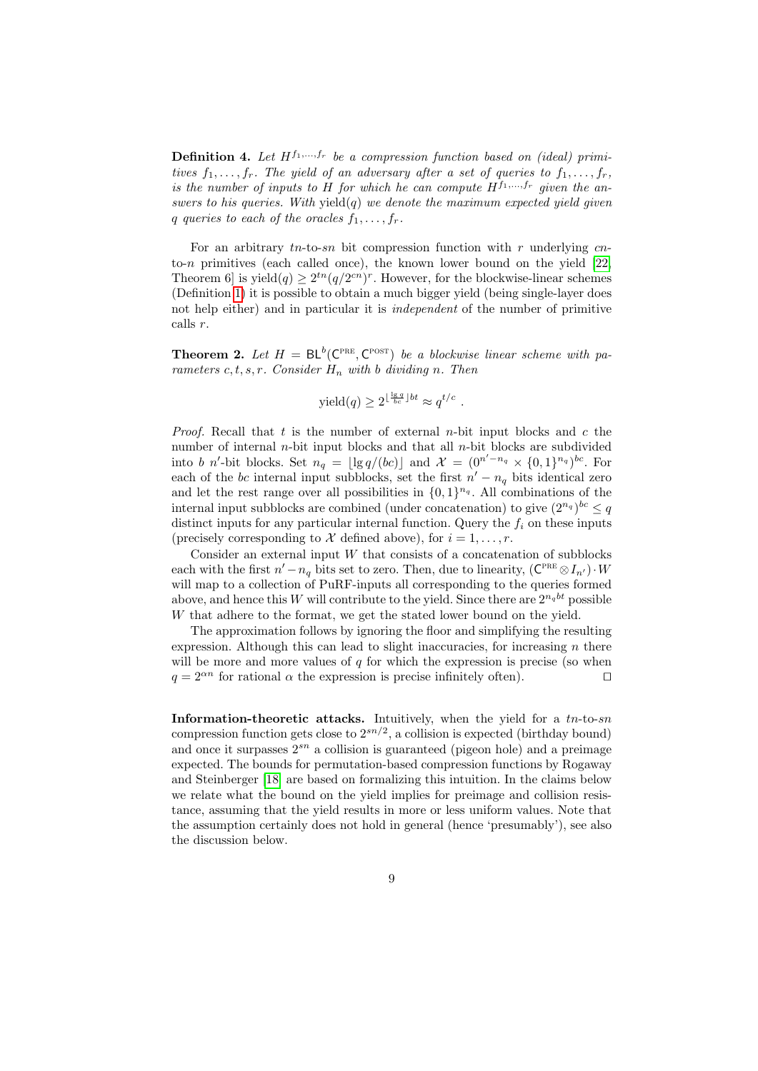**Definition 4.** *Let $H^{f_1,\ldots,f_r}$ be a compression function based on (ideal) primitives $f_1, \ldots, f_r$. The yield of an adversary after a set of queries to $f_1, \ldots, f_r$, is the number of inputs to $H$ for which he can compute $H^{f_1,\ldots,f_r}$ given the answers to his queries. With* $\text{yield}(q)$ *we denote the maximum expected yield given $q$ queries to each of the oracles $f_1, \ldots, f_r$.*

For an arbitrary $tn$-to-$sn$ bit compression function with $r$ underlying $cn$-to-$n$ primitives (each called once), the known lower bound on the yield [22, Theorem 6] is $\text{yield}(q) \geq 2^{tn}(q/2^{cn})^r$. However, for the blockwise-linear schemes (Definition 1) it is possible to obtain a much bigger yield (being single-layer does not help either) and in particular it is *independent* of the number of primitive calls $r$.

**Theorem 2.** *Let $H = \mathsf{BL}^b(\mathsf{C}^{\text{PRE}}, \mathsf{C}^{\text{POST}})$ be a blockwise linear scheme with parameters $c, t, s, r$. Consider $H_n$ with $b$ dividing $n$. Then*

$$\text{yield}(q) \geq 2^{\lfloor \frac{\lg q}{bc} \rfloor bt} \approx q^{t/c} \ .$$

*Proof.* Recall that $t$ is the number of external $n$-bit input blocks and $c$ the number of internal $n$-bit input blocks and that all $n$-bit blocks are subdivided into $b$ $n'$-bit blocks. Set $n_q = \lfloor \lg q/(bc) \rfloor$ and $\mathcal{X} = (0^{n'-n_q} \times \{0,1\}^{n_q})^{bc}$. For each of the $bc$ internal input subblocks, set the first $n' - n_q$ bits identical zero and let the rest range over all possibilities in $\{0,1\}^{n_q}$. All combinations of the internal input subblocks are combined (under concatenation) to give $(2^{n_q})^{bc} \leq q$ distinct inputs for any particular internal function. Query the $f_i$ on these inputs (precisely corresponding to $\mathcal{X}$ defined above), for $i = 1, \ldots, r$.

Consider an external input $W$ that consists of a concatenation of subblocks each with the first $n' - n_q$ bits set to zero. Then, due to linearity, $(\mathsf{C}^{\text{PRE}} \otimes I_{n'}) \cdot W$ will map to a collection of PuRF-inputs all corresponding to the queries formed above, and hence this $W$ will contribute to the yield. Since there are $2^{n_q bt}$ possible $W$ that adhere to the format, we get the stated lower bound on the yield.

The approximation follows by ignoring the floor and simplifying the resulting expression. Although this can lead to slight inaccuracies, for increasing $n$ there will be more and more values of $q$ for which the expression is precise (so when $q = 2^{\alpha n}$ for rational $\alpha$ the expression is precise infinitely often). ◻

**Information-theoretic attacks.** Intuitively, when the yield for a $tn$-to-$sn$ compression function gets close to $2^{sn/2}$, a collision is expected (birthday bound) and once it surpasses $2^{sn}$ a collision is guaranteed (pigeon hole) and a preimage expected. The bounds for permutation-based compression functions by Rogaway and Steinberger [18] are based on formalizing this intuition. In the claims below we relate what the bound on the yield implies for preimage and collision resistance, assuming that the yield results in more or less uniform values. Note that the assumption certainly does not hold in general (hence 'presumably'), see also the discussion below.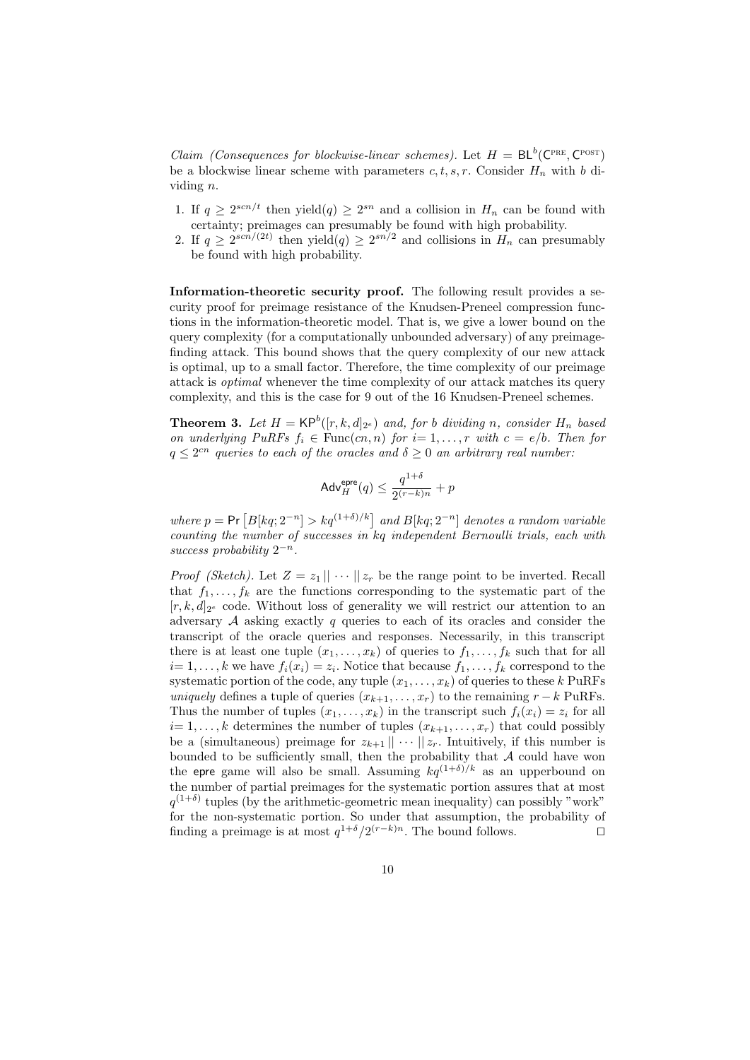*Claim (Consequences for blockwise-linear schemes).* Let $H = \mathsf{BL}^b(\mathsf{C}^{\text{PRE}}, \mathsf{C}^{\text{POST}})$ be a blockwise linear scheme with parameters $c, t, s, r$. Consider $H_n$ with $b$ dividing $n$.

1. If $q \geq 2^{scn/t}$ then $\text{yield}(q) \geq 2^{sn}$ and a collision in $H_n$ can be found with certainty; preimages can presumably be found with high probability.
2. If $q \geq 2^{scn/(2t)}$ then $\text{yield}(q) \geq 2^{sn/2}$ and collisions in $H_n$ can presumably be found with high probability.

**Information-theoretic security proof.** The following result provides a security proof for preimage resistance of the Knudsen-Preneel compression functions in the information-theoretic model. That is, we give a lower bound on the query complexity (for a computationally unbounded adversary) of any preimage-finding attack. This bound shows that the query complexity of our new attack is optimal, up to a small factor. Therefore, the time complexity of our preimage attack is *optimal* whenever the time complexity of our attack matches its query complexity, and this is the case for 9 out of the 16 Knudsen-Preneel schemes.

**Theorem 3.** *Let $H = \mathsf{KP}^b([r, k, d]_{2^e})$ and, for $b$ dividing $n$, consider $H_n$ based on underlying PuRFs $f_i \in \text{Func}(cn, n)$ for $i = 1, \ldots, r$ with $c = e/b$. Then for $q \leq 2^{cn}$ queries to each of the oracles and $\delta \geq 0$ an arbitrary real number:*

$$\mathsf{Adv}_H^{\mathsf{epre}}(q) \leq \frac{q^{1+\delta}}{2^{(r-k)n}} + p$$

*where $p = \Pr\left[B[kq; 2^{-n}] > kq^{(1+\delta)/k}\right]$ and $B[kq; 2^{-n}]$ denotes a random variable counting the number of successes in $kq$ independent Bernoulli trials, each with success probability $2^{-n}$.*

*Proof (Sketch).* Let $Z = z_1 \,||\, \cdots \,||\, z_r$ be the range point to be inverted. Recall that $f_1, \ldots, f_k$ are the functions corresponding to the systematic part of the $[r, k, d]_{2^e}$ code. Without loss of generality we will restrict our attention to an adversary $\mathcal{A}$ asking exactly $q$ queries to each of its oracles and consider the transcript of the oracle queries and responses. Necessarily, in this transcript there is at least one tuple $(x_1, \ldots, x_k)$ of queries to $f_1, \ldots, f_k$ such that for all $i = 1, \ldots, k$ we have $f_i(x_i) = z_i$. Notice that because $f_1, \ldots, f_k$ correspond to the systematic portion of the code, any tuple $(x_1, \ldots, x_k)$ of queries to these $k$ PuRFs *uniquely* defines a tuple of queries $(x_{k+1}, \ldots, x_r)$ to the remaining $r - k$ PuRFs. Thus the number of tuples $(x_1, \ldots, x_k)$ in the transcript such $f_i(x_i) = z_i$ for all $i = 1, \ldots, k$ determines the number of tuples $(x_{k+1}, \ldots, x_r)$ that could possibly be a (simultaneous) preimage for $z_{k+1} \,||\, \cdots \,||\, z_r$. Intuitively, if this number is bounded to be sufficiently small, then the probability that $\mathcal{A}$ could have won the $\mathsf{epre}$ game will also be small. Assuming $kq^{(1+\delta)/k}$ as an upperbound on the number of partial preimages for the systematic portion assures that at most $q^{(1+\delta)}$ tuples (by the arithmetic-geometric mean inequality) can possibly "work" for the non-systematic portion. So under that assumption, the probability of finding a preimage is at most $q^{1+\delta}/2^{(r-k)n}$. The bound follows. $\square$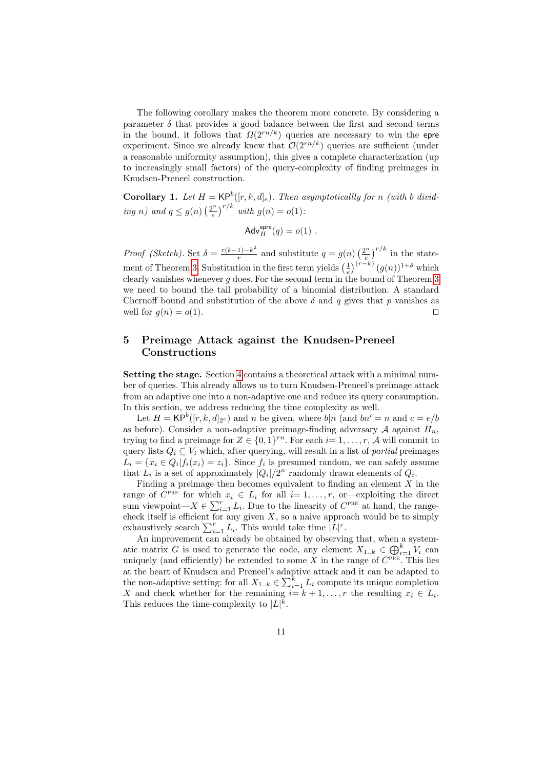The following corollary makes the theorem more concrete. By considering a parameter $\delta$ that provides a good balance between the first and second terms in the bound, it follows that $\Omega(2^{rn/k})$ queries are necessary to win the epre experiment. Since we already knew that $\mathcal{O}(2^{rn/k})$ queries are sufficient (under a reasonable uniformity assumption), this gives a complete characterization (up to increasingly small factors) of the query-complexity of finding preimages in Knudsen-Preneel construction.

**Corollary 1.** *Let $H = \mathsf{KP}^b([r,k,d]_e)$. Then asymptoticallly for $n$ (with $b$ dividing $n$) and $q \leq g(n)\left(\frac{2^n}{e}\right)^{r/k}$ with $g(n) = o(1)$:*

$$\mathsf{Adv}_H^{\mathsf{epre}}(q) = o(1) \ .$$

*Proof (Sketch).* Set $\delta = \frac{r(k-1)-k^2}{r}$ and substitute $q = g(n)\left(\frac{2^n}{e}\right)^{r/k}$ in the statement of Theorem 3. Substitution in the first term yields $\left(\frac{1}{e}\right)^{(r-k)}(g(n))^{1+\delta}$ which clearly vanishes whenever $g$ does. For the second term in the bound of Theorem 3 we need to bound the tail probability of a binomial distribution. A standard Chernoff bound and substitution of the above $\delta$ and $q$ gives that $p$ vanishes as well for $g(n) = o(1)$. ◻

## 5 Preimage Attack against the Knudsen-Preneel Constructions

**Setting the stage.** Section 4 contains a theoretical attack with a minimal number of queries. This already allows us to turn Knudsen-Preneel's preimage attack from an adaptive one into a non-adaptive one and reduce its query consumption. In this section, we address reducing the time complexity as well.

Let $H = \mathsf{KP}^b([r,k,d]_{2^e})$ and $n$ be given, where $b|n$ (and $bn' = n$ and $c = e/b$ as before). Consider a non-adaptive preimage-finding adversary $\mathcal{A}$ against $H_n$, trying to find a preimage for $Z \in \{0,1\}^{rn}$. For each $i = 1,\ldots,r$, $\mathcal{A}$ will commit to query lists $Q_i \subseteq V_i$ which, after querying, will result in a list of *partial* preimages $L_i = \{x_i \in Q_i | f_i(x_i) = z_i\}$. Since $f_i$ is presumed random, we can safely assume that $L_i$ is a set of approximately $|Q_i|/2^n$ randomly drawn elements of $Q_i$.

Finding a preimage then becomes equivalent to finding an element $X$ in the range of $C^{\text{PRE}}$ for which $x_i \in L_i$ for all $i = 1,\ldots,r$, or—exploiting the direct sum viewpoint—$X \in \sum_{i=1}^{r} L_i$. Due to the linearity of $C^{\text{PRE}}$ at hand, the range-check itself is efficient for any given $X$, so a naive approach would be to simply exhaustively search $\sum_{i=1}^{r} L_i$. This would take time $|L|^r$.

An improvement can already be obtained by observing that, when a systematic matrix $G$ is used to generate the code, any element $X_{1..k} \in \bigoplus_{i=1}^{k} V_i$ can uniquely (and efficiently) be extended to some $X$ in the range of $C^{\text{PRE}}$. This lies at the heart of Knudsen and Preneel's adaptive attack and it can be adapted to the non-adaptive setting: for all $X_{1..k} \in \sum_{i=1}^{k} L_i$ compute its unique completion $X$ and check whether for the remaining $i = k+1,\ldots,r$ the resulting $x_i \in L_i$. This reduces the time-complexity to $|L|^k$.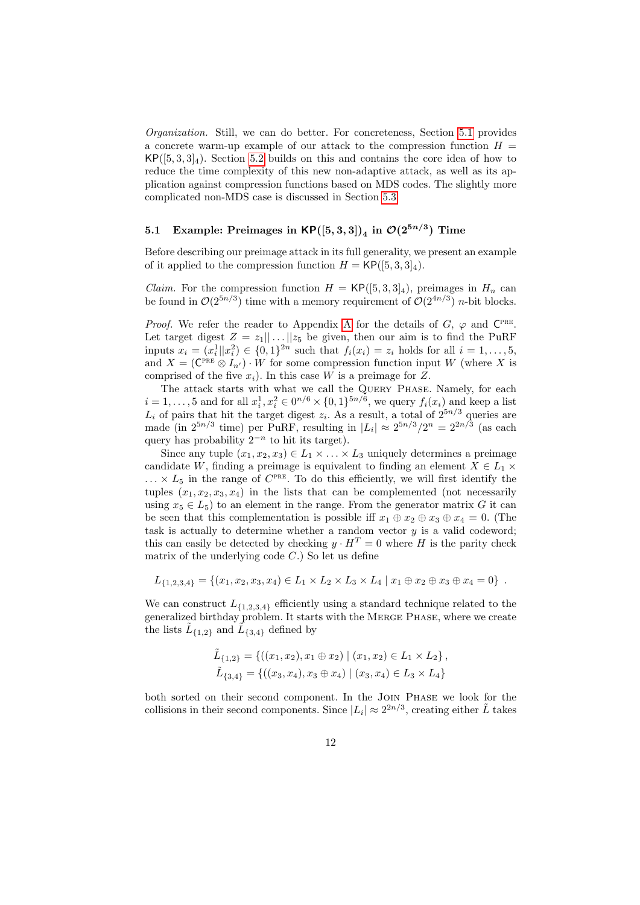*Organization.* Still, we can do better. For concreteness, Section 5.1 provides a concrete warm-up example of our attack to the compression function $H = \mathsf{KP}([5,3,3]_4)$. Section 5.2 builds on this and contains the core idea of how to reduce the time complexity of this new non-adaptive attack, as well as its application against compression functions based on MDS codes. The slightly more complicated non-MDS case is discussed in Section 5.3.

### 5.1 Example: Preimages in $\mathsf{KP}([5,3,3])_4$ in $\mathcal{O}(2^{5n/3})$ Time

Before describing our preimage attack in its full generality, we present an example of it applied to the compression function $H = \mathsf{KP}([5,3,3]_4)$.

*Claim.* For the compression function $H = \mathsf{KP}([5,3,3]_4)$, preimages in $H_n$ can be found in $\mathcal{O}(2^{5n/3})$ time with a memory requirement of $\mathcal{O}(2^{4n/3})$ $n$-bit blocks.

*Proof.* We refer the reader to Appendix A for the details of $G$, $\varphi$ and $\mathsf{C}^{\text{PRE}}$. Let target digest $Z = z_1 || \dots || z_5$ be given, then our aim is to find the PuRF inputs $x_i = (x_i^1 || x_i^2) \in \{0,1\}^{2n}$ such that $f_i(x_i) = z_i$ holds for all $i = 1, \dots, 5$, and $X = (\mathsf{C}^{\text{PRE}} \otimes I_{n'}) \cdot W$ for some compression function input $W$ (where $X$ is comprised of the five $x_i$). In this case $W$ is a preimage for $Z$.

The attack starts with what we call the Query Phase. Namely, for each $i = 1, \dots, 5$ and for all $x_i^1, x_i^2 \in 0^{n/6} \times \{0,1\}^{5n/6}$, we query $f_i(x_i)$ and keep a list $L_i$ of pairs that hit the target digest $z_i$. As a result, a total of $2^{5n/3}$ queries are made (in $2^{5n/3}$ time) per PuRF, resulting in $|L_i| \approx 2^{5n/3}/2^n = 2^{2n/3}$ (as each query has probability $2^{-n}$ to hit its target).

Since any tuple $(x_1, x_2, x_3) \in L_1 \times \dots \times L_3$ uniquely determines a preimage candidate $W$, finding a preimage is equivalent to finding an element $X \in L_1 \times \dots \times L_5$ in the range of $C^{\text{PRE}}$. To do this efficiently, we will first identify the tuples $(x_1, x_2, x_3, x_4)$ in the lists that can be complemented (not necessarily using $x_5 \in L_5$) to an element in the range. From the generator matrix $G$ it can be seen that this complementation is possible iff $x_1 \oplus x_2 \oplus x_3 \oplus x_4 = 0$. (The task is actually to determine whether a random vector $y$ is a valid codeword; this can easily be detected by checking $y \cdot H^T = 0$ where $H$ is the parity check matrix of the underlying code $C$.) So let us define

$$L_{\{1,2,3,4\}} = \{(x_1, x_2, x_3, x_4) \in L_1 \times L_2 \times L_3 \times L_4 \mid x_1 \oplus x_2 \oplus x_3 \oplus x_4 = 0\} \ .$$

We can construct $L_{\{1,2,3,4\}}$ efficiently using a standard technique related to the generalized birthday problem. It starts with the Merge Phase, where we create the lists $\tilde{L}_{\{1,2\}}$ and $\tilde{L}_{\{3,4\}}$ defined by

$$\tilde{L}_{\{1,2\}} = \{((x_1, x_2), x_1 \oplus x_2) \mid (x_1, x_2) \in L_1 \times L_2\},$$
$$\tilde{L}_{\{3,4\}} = \{((x_3, x_4), x_3 \oplus x_4) \mid (x_3, x_4) \in L_3 \times L_4\}$$

both sorted on their second component. In the Join Phase we look for the collisions in their second components. Since $|L_i| \approx 2^{2n/3}$, creating either $\tilde{L}$ takes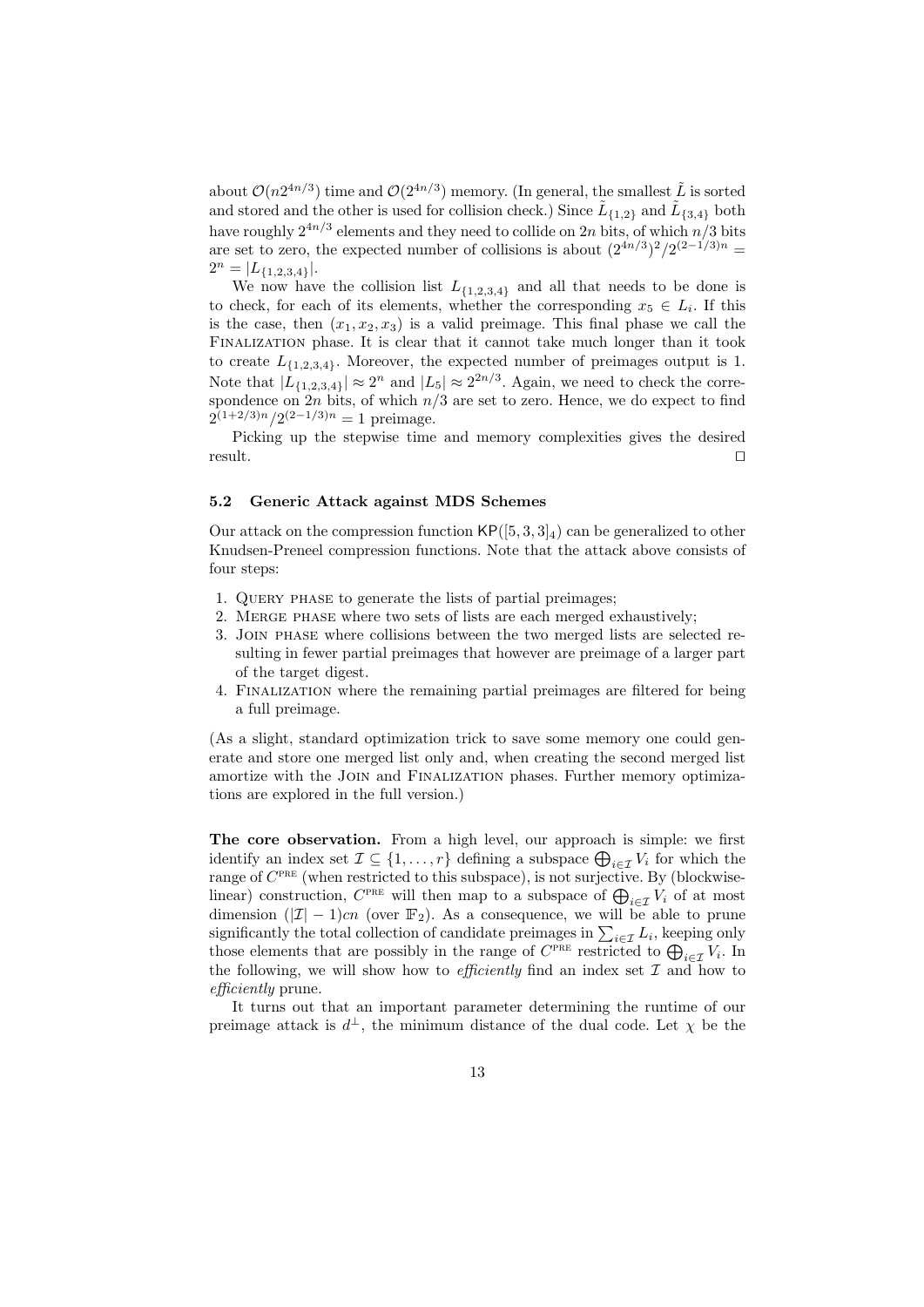about $\mathcal{O}(n2^{4n/3})$ time and $\mathcal{O}(2^{4n/3})$ memory. (In general, the smallest $\tilde{L}$ is sorted and stored and the other is used for collision check.) Since $\tilde{L}_{\{1,2\}}$ and $\tilde{L}_{\{3,4\}}$ both have roughly $2^{4n/3}$ elements and they need to collide on $2n$ bits, of which $n/3$ bits are set to zero, the expected number of collisions is about $(2^{4n/3})^2/2^{(2-1/3)n} = 2^n = |L_{\{1,2,3,4\}}|$.

We now have the collision list $L_{\{1,2,3,4\}}$ and all that needs to be done is to check, for each of its elements, whether the corresponding $x_5 \in L_i$. If this is the case, then $(x_1, x_2, x_3)$ is a valid preimage. This final phase we call the Finalization phase. It is clear that it cannot take much longer than it took to create $L_{\{1,2,3,4\}}$. Moreover, the expected number of preimages output is 1. Note that $|L_{\{1,2,3,4\}}| \approx 2^n$ and $|L_5| \approx 2^{2n/3}$. Again, we need to check the correspondence on $2n$ bits, of which $n/3$ are set to zero. Hence, we do expect to find $2^{(1+2/3)n}/2^{(2-1/3)n} = 1$ preimage.

Picking up the stepwise time and memory complexities gives the desired result. □

### 5.2 Generic Attack against MDS Schemes

Our attack on the compression function $\mathsf{KP}([5,3,3]_4)$ can be generalized to other Knudsen-Preneel compression functions. Note that the attack above consists of four steps:

1. Query phase to generate the lists of partial preimages;
2. Merge phase where two sets of lists are each merged exhaustively;
3. Join phase where collisions between the two merged lists are selected resulting in fewer partial preimages that however are preimage of a larger part of the target digest.
4. Finalization where the remaining partial preimages are filtered for being a full preimage.

(As a slight, standard optimization trick to save some memory one could generate and store one merged list only and, when creating the second merged list amortize with the Join and Finalization phases. Further memory optimizations are explored in the full version.)

**The core observation.** From a high level, our approach is simple: we first identify an index set $\mathcal{I} \subseteq \{1, \ldots, r\}$ defining a subspace $\bigoplus_{i \in \mathcal{I}} V_i$ for which the range of $C^{\text{PRE}}$ (when restricted to this subspace), is not surjective. By (blockwise-linear) construction, $C^{\text{PRE}}$ will then map to a subspace of $\bigoplus_{i \in \mathcal{I}} V_i$ of at most dimension $(|\mathcal{I}| - 1)cn$ (over $\mathbb{F}_2$). As a consequence, we will be able to prune significantly the total collection of candidate preimages in $\sum_{i \in \mathcal{I}} L_i$, keeping only those elements that are possibly in the range of $C^{\text{PRE}}$ restricted to $\bigoplus_{i \in \mathcal{I}} V_i$. In the following, we will show how to *efficiently* find an index set $\mathcal{I}$ and how to *efficiently* prune.

It turns out that an important parameter determining the runtime of our preimage attack is $d^{\perp}$, the minimum distance of the dual code. Let $\chi$ be the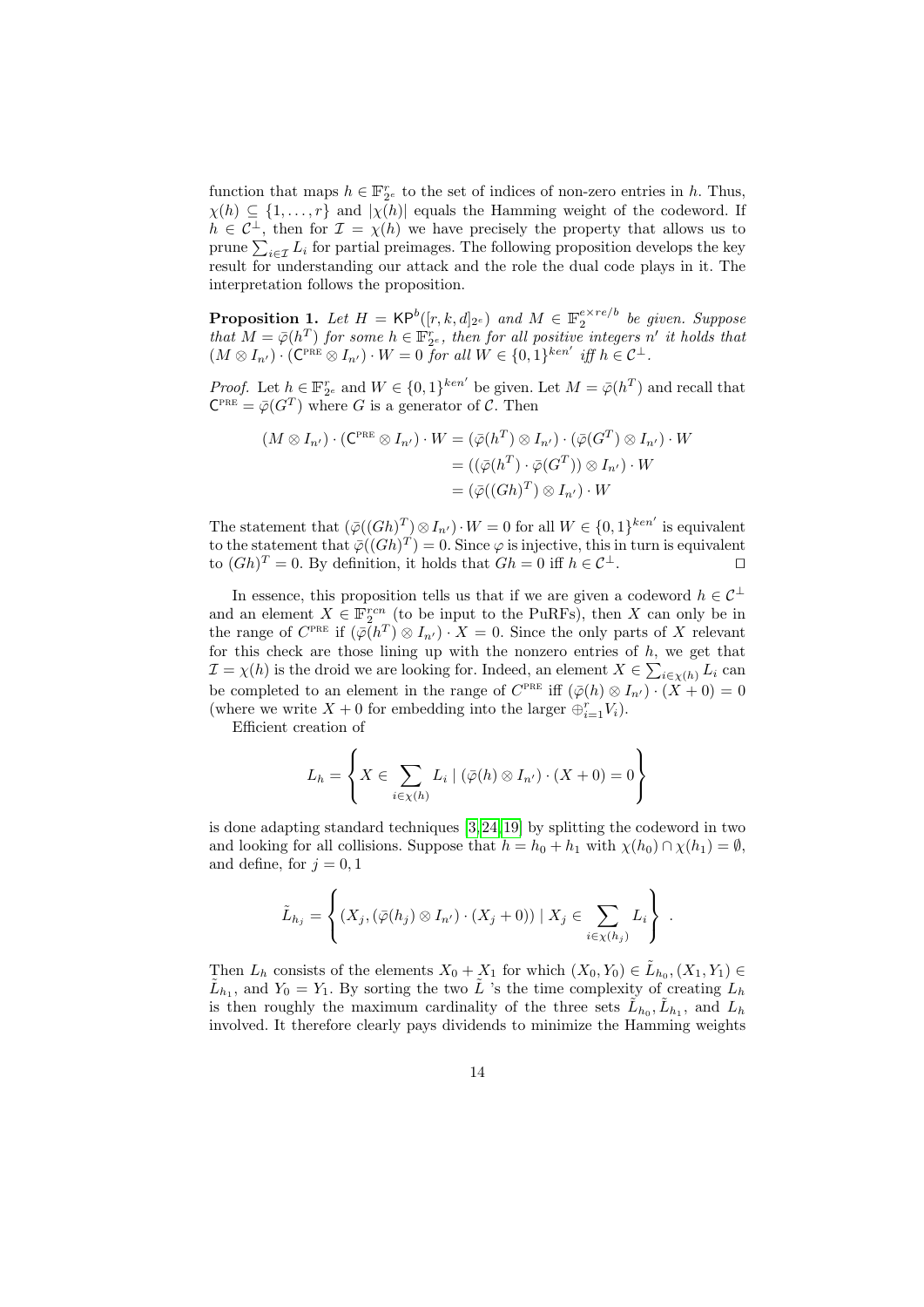function that maps $h \in \mathbb{F}_{2^e}^r$ to the set of indices of non-zero entries in $h$. Thus, $\chi(h) \subseteq \{1, \ldots, r\}$ and $|\chi(h)|$ equals the Hamming weight of the codeword. If $h \in \mathcal{C}^\perp$, then for $\mathcal{I} = \chi(h)$ we have precisely the property that allows us to prune $\sum_{i \in \mathcal{I}} L_i$ for partial preimages. The following proposition develops the key result for understanding our attack and the role the dual code plays in it. The interpretation follows the proposition.

**Proposition 1.** *Let $H = \mathsf{KP}^b([r, k, d]_{2^e})$ and $M \in \mathbb{F}_2^{e \times re/b}$ be given. Suppose that $M = \bar{\varphi}(h^T)$ for some $h \in \mathbb{F}_{2^e}^r$, then for all positive integers $n'$ it holds that $(M \otimes I_{n'}) \cdot (\mathsf{C}^{\text{PRE}} \otimes I_{n'}) \cdot W = 0$ for all $W \in \{0,1\}^{ken'}$ iff $h \in \mathcal{C}^\perp$.*

*Proof.* Let $h \in \mathbb{F}_{2^e}^r$ and $W \in \{0,1\}^{ken'}$ be given. Let $M = \bar{\varphi}(h^T)$ and recall that $\mathsf{C}^{\text{PRE}} = \bar{\varphi}(G^T)$ where $G$ is a generator of $\mathcal{C}$. Then

$$
\begin{aligned}
(M \otimes I_{n'}) \cdot (\mathsf{C}^{\text{PRE}} \otimes I_{n'}) \cdot W &= (\bar{\varphi}(h^T) \otimes I_{n'}) \cdot (\bar{\varphi}(G^T) \otimes I_{n'}) \cdot W \\
&= ((\bar{\varphi}(h^T) \cdot \bar{\varphi}(G^T)) \otimes I_{n'}) \cdot W \\
&= (\bar{\varphi}((Gh)^T) \otimes I_{n'}) \cdot W
\end{aligned}
$$

The statement that $(\bar{\varphi}((Gh)^T) \otimes I_{n'}) \cdot W = 0$ for all $W \in \{0,1\}^{ken'}$ is equivalent to the statement that $\bar{\varphi}((Gh)^T) = 0$. Since $\varphi$ is injective, this in turn is equivalent to $(Gh)^T = 0$. By definition, it holds that $Gh = 0$ iff $h \in \mathcal{C}^\perp$. $\square$

In essence, this proposition tells us that if we are given a codeword $h \in \mathcal{C}^\perp$ and an element $X \in \mathbb{F}_2^{rcn}$ (to be input to the PuRFs), then $X$ can only be in the range of $C^{\text{PRE}}$ if $(\bar{\varphi}(h^T) \otimes I_{n'}) \cdot X = 0$. Since the only parts of $X$ relevant for this check are those lining up with the nonzero entries of $h$, we get that $\mathcal{I} = \chi(h)$ is the droid we are looking for. Indeed, an element $X \in \sum_{i \in \chi(h)} L_i$ can be completed to an element in the range of $C^{\text{PRE}}$ iff $(\bar{\varphi}(h) \otimes I_{n'}) \cdot (X + 0) = 0$ (where we write $X + 0$ for embedding into the larger $\oplus_{i=1}^r V_i$).

Efficient creation of

$$
L_h = \left\{ X \in \sum_{i \in \chi(h)} L_i \mid (\bar{\varphi}(h) \otimes I_{n'}) \cdot (X + 0) = 0 \right\}
$$

is done adapting standard techniques [3,24,19] by splitting the codeword in two and looking for all collisions. Suppose that $h = h_0 + h_1$ with $\chi(h_0) \cap \chi(h_1) = \emptyset$, and define, for $j = 0, 1$

$$
\tilde{L}_{h_j} = \left\{ (X_j, (\bar{\varphi}(h_j) \otimes I_{n'}) \cdot (X_j + 0)) \mid X_j \in \sum_{i \in \chi(h_j)} L_i \right\} .
$$

Then $L_h$ consists of the elements $X_0 + X_1$ for which $(X_0, Y_0) \in \tilde{L}_{h_0}, (X_1, Y_1) \in \tilde{L}_{h_1}$, and $Y_0 = Y_1$. By sorting the two $\tilde{L}$ 's the time complexity of creating $L_h$ is then roughly the maximum cardinality of the three sets $\tilde{L}_{h_0}, \tilde{L}_{h_1}$, and $L_h$ involved. It therefore clearly pays dividends to minimize the Hamming weights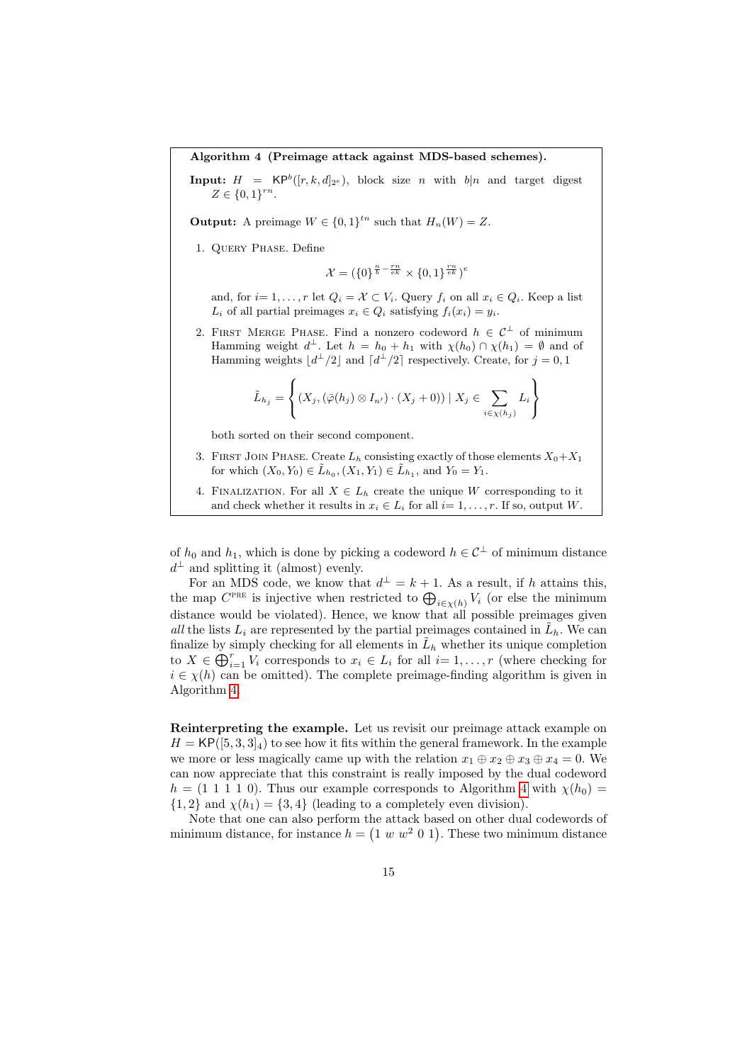**Algorithm 4 (Preimage attack against MDS-based schemes).**

**Input:** $H = \mathsf{KP}^b([r,k,d]_{2^e})$, block size $n$ with $b|n$ and target digest $Z \in \{0,1\}^{rn}$.

**Output:** A preimage $W \in \{0,1\}^{tn}$ such that $H_n(W) = Z$.

1. Query Phase. Define

$$\mathcal{X} = (\{0\}^{\frac{n}{b} - \frac{rn}{ek}} \times \{0,1\}^{\frac{rn}{ek}})^e$$

and, for $i = 1, \ldots, r$ let $Q_i = \mathcal{X} \subset V_i$. Query $f_i$ on all $x_i \in Q_i$. Keep a list $L_i$ of all partial preimages $x_i \in Q_i$ satisfying $f_i(x_i) = y_i$.

2. First Merge Phase. Find a nonzero codeword $h \in \mathcal{C}^\perp$ of minimum Hamming weight $d^\perp$. Let $h = h_0 + h_1$ with $\chi(h_0) \cap \chi(h_1) = \emptyset$ and of Hamming weights $\lfloor d^\perp/2 \rfloor$ and $\lceil d^\perp/2 \rceil$ respectively. Create, for $j = 0, 1$

$$\tilde{L}_{h_j} = \left\{ (X_j, (\bar{\varphi}(h_j) \otimes I_{n'}) \cdot (X_j + 0)) \mid X_j \in \sum_{i \in \chi(h_j)} L_i \right\}$$

both sorted on their second component.

3. First Join Phase. Create $L_h$ consisting exactly of those elements $X_0 + X_1$ for which $(X_0, Y_0) \in \tilde{L}_{h_0}, (X_1, Y_1) \in \tilde{L}_{h_1}$, and $Y_0 = Y_1$.

4. Finalization. For all $X \in L_h$ create the unique $W$ corresponding to it and check whether it results in $x_i \in L_i$ for all $i = 1, \ldots, r$. If so, output $W$.

of $h_0$ and $h_1$, which is done by picking a codeword $h \in \mathcal{C}^\perp$ of minimum distance $d^\perp$ and splitting it (almost) evenly.

For an MDS code, we know that $d^\perp = k+1$. As a result, if $h$ attains this, the map $C^{\text{PRE}}$ is injective when restricted to $\bigoplus_{i \in \chi(h)} V_i$ (or else the minimum distance would be violated). Hence, we know that all possible preimages given *all* the lists $L_i$ are represented by the partial preimages contained in $\tilde{L}_h$. We can finalize by simply checking for all elements in $\tilde{L}_h$ whether its unique completion to $X \in \bigoplus_{i=1}^r V_i$ corresponds to $x_i \in L_i$ for all $i = 1, \ldots, r$ (where checking for $i \in \chi(h)$ can be omitted). The complete preimage-finding algorithm is given in Algorithm 4.

**Reinterpreting the example.** Let us revisit our preimage attack example on $H = \mathsf{KP}([5,3,3]_4)$ to see how it fits within the general framework. In the example we more or less magically came up with the relation $x_1 \oplus x_2 \oplus x_3 \oplus x_4 = 0$. We can now appreciate that this constraint is really imposed by the dual codeword $h = (1\ 1\ 1\ 1\ 0)$. Thus our example corresponds to Algorithm 4 with $\chi(h_0) = \{1,2\}$ and $\chi(h_1) = \{3,4\}$ (leading to a completely even division).

Note that one can also perform the attack based on other dual codewords of minimum distance, for instance $h = \begin{pmatrix} 1 & w & w^2 & 0 & 1 \end{pmatrix}$. These two minimum distance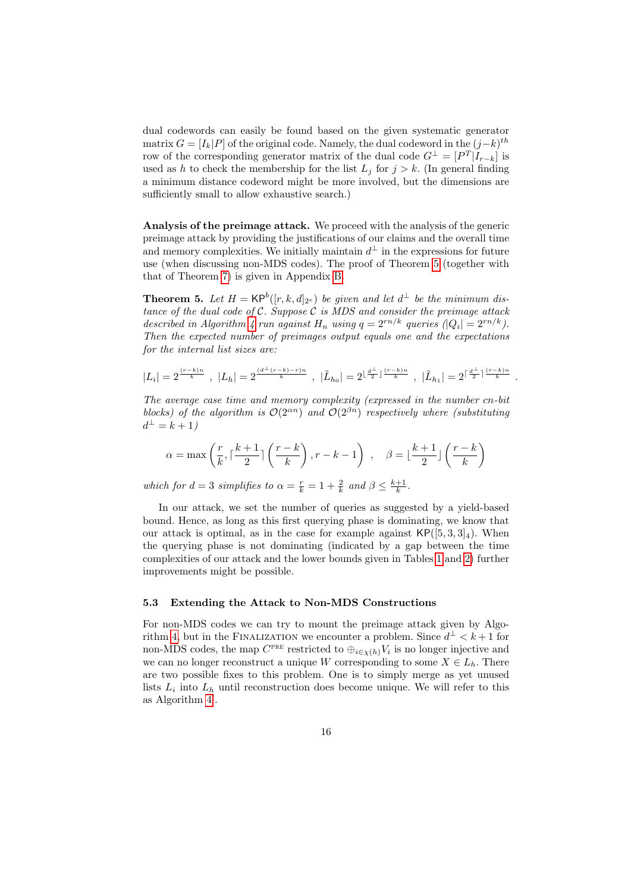dual codewords can easily be found based on the given systematic generator matrix $G = [I_k|P]$ of the original code. Namely, the dual codeword in the $(j-k)^{th}$ row of the corresponding generator matrix of the dual code $G^{\perp} = [P^T|I_{r-k}]$ is used as $h$ to check the membership for the list $L_j$ for $j > k$. (In general finding a minimum distance codeword might be more involved, but the dimensions are sufficiently small to allow exhaustive search.)

**Analysis of the preimage attack.** We proceed with the analysis of the generic preimage attack by providing the justifications of our claims and the overall time and memory complexities. We initially maintain $d^{\perp}$ in the expressions for future use (when discussing non-MDS codes). The proof of Theorem 5 (together with that of Theorem 7) is given in Appendix B.

**Theorem 5.** *Let $H = \mathsf{KP}^b([r,k,d]_{2^e})$ be given and let $d^{\perp}$ be the minimum distance of the dual code of $\mathcal{C}$. Suppose $\mathcal{C}$ is MDS and consider the preimage attack described in Algorithm 4 run against $H_n$ using $q = 2^{rn/k}$ queries ($|Q_i| = 2^{rn/k}$). Then the expected number of preimages output equals one and the expectations for the internal list sizes are:*

$$|L_i| = 2^{\frac{(r-k)n}{k}} \;,\; |L_h| = 2^{\frac{(d^{\perp}(r-k)-r)n}{k}} \;,\; |\tilde{L}_{h_0}| = 2^{\lfloor \frac{d^{\perp}}{2} \rfloor \frac{(r-k)n}{k}} \;,\; |\tilde{L}_{h_1}| = 2^{\lceil \frac{d^{\perp}}{2} \rceil \frac{(r-k)n}{k}} \;.$$

*The average case time and memory complexity (expressed in the number cn-bit blocks) of the algorithm is $\mathcal{O}(2^{\alpha n})$ and $\mathcal{O}(2^{\beta n})$ respectively where (substituting $d^{\perp} = k+1$)*

$$\alpha = \max\left(\frac{r}{k}, \lceil \frac{k+1}{2} \rceil \left(\frac{r-k}{k}\right), r-k-1\right) \quad , \quad \beta = \lfloor \frac{k+1}{2} \rfloor \left(\frac{r-k}{k}\right)$$

*which for $d = 3$ simplifies to $\alpha = \frac{r}{k} = 1 + \frac{2}{k}$ and $\beta \leq \frac{k+1}{k}$.*

In our attack, we set the number of queries as suggested by a yield-based bound. Hence, as long as this first querying phase is dominating, we know that our attack is optimal, as in the case for example against $\mathsf{KP}([5,3,3]_4)$. When the querying phase is not dominating (indicated by a gap between the time complexities of our attack and the lower bounds given in Tables 1 and 2) further improvements might be possible.

### 5.3 Extending the Attack to Non-MDS Constructions

For non-MDS codes we can try to mount the preimage attack given by Algorithm 4, but in the FINALIZATION we encounter a problem. Since $d^{\perp} < k+1$ for non-MDS codes, the map $C^{\text{PRE}}$ restricted to $\oplus_{i \in \chi(h)} V_i$ is no longer injective and we can no longer reconstruct a unique $W$ corresponding to some $X \in L_h$. There are two possible fixes to this problem. One is to simply merge as yet unused lists $L_i$ into $L_h$ until reconstruction does become unique. We will refer to this as Algorithm 4.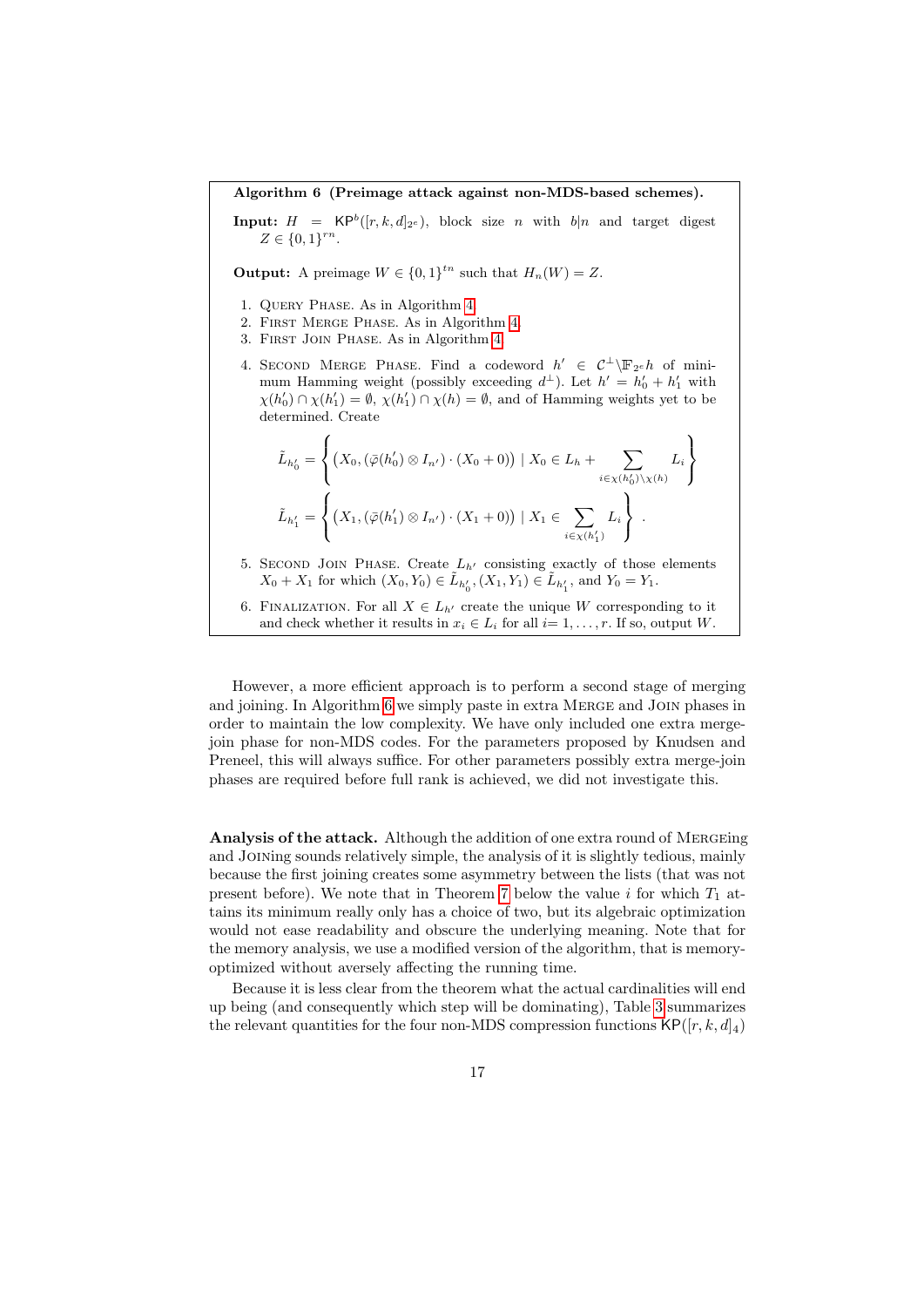**Algorithm 6 (Preimage attack against non-MDS-based schemes).**

**Input:** $H = \mathsf{KP}^b([r,k,d]_{2^e})$, block size $n$ with $b|n$ and target digest $Z \in \{0,1\}^{rn}$.

**Output:** A preimage $W \in \{0,1\}^{tn}$ such that $H_n(W) = Z$.

1. Query Phase. As in Algorithm 4.
2. First Merge Phase. As in Algorithm 4.
3. First Join Phase. As in Algorithm 4.
4. Second Merge Phase. Find a codeword $h' \in \mathcal{C}^\perp \setminus \mathbb{F}_{2^e} h$ of minimum Hamming weight (possibly exceeding $d^\perp$). Let $h' = h'_0 + h'_1$ with $\chi(h'_0) \cap \chi(h'_1) = \emptyset$, $\chi(h'_1) \cap \chi(h) = \emptyset$, and of Hamming weights yet to be determined. Create
$$\tilde{L}_{h'_0} = \left\{ \left(X_0, (\bar{\varphi}(h'_0) \otimes I_{n'}) \cdot (X_0 + 0)\right) \mid X_0 \in L_h + \sum_{i \in \chi(h'_0) \setminus \chi(h)} L_i \right\}$$
$$\tilde{L}_{h'_1} = \left\{ \left(X_1, (\bar{\varphi}(h'_1) \otimes I_{n'}) \cdot (X_1 + 0)\right) \mid X_1 \in \sum_{i \in \chi(h'_1)} L_i \right\} .$$
5. Second Join Phase. Create $L_{h'}$ consisting exactly of those elements $X_0 + X_1$ for which $(X_0, Y_0) \in \tilde{L}_{h'_0}, (X_1, Y_1) \in \tilde{L}_{h'_1}$, and $Y_0 = Y_1$.
6. Finalization. For all $X \in L_{h'}$ create the unique $W$ corresponding to it and check whether it results in $x_i \in L_i$ for all $i = 1, \ldots, r$. If so, output $W$.

However, a more efficient approach is to perform a second stage of merging and joining. In Algorithm 6 we simply paste in extra Merge and Join phases in order to maintain the low complexity. We have only included one extra merge-join phase for non-MDS codes. For the parameters proposed by Knudsen and Preneel, this will always suffice. For other parameters possibly extra merge-join phases are required before full rank is achieved, we did not investigate this.

**Analysis of the attack.** Although the addition of one extra round of Mergeing and Joining sounds relatively simple, the analysis of it is slightly tedious, mainly because the first joining creates some asymmetry between the lists (that was not present before). We note that in Theorem 7 below the value $i$ for which $T_1$ attains its minimum really only has a choice of two, but its algebraic optimization would not ease readability and obscure the underlying meaning. Note that for the memory analysis, we use a modified version of the algorithm, that is memory-optimized without aversely affecting the running time.

Because it is less clear from the theorem what the actual cardinalities will end up being (and consequently which step will be dominating), Table 3 summarizes the relevant quantities for the four non-MDS compression functions $\mathsf{KP}([r,k,d]_4)$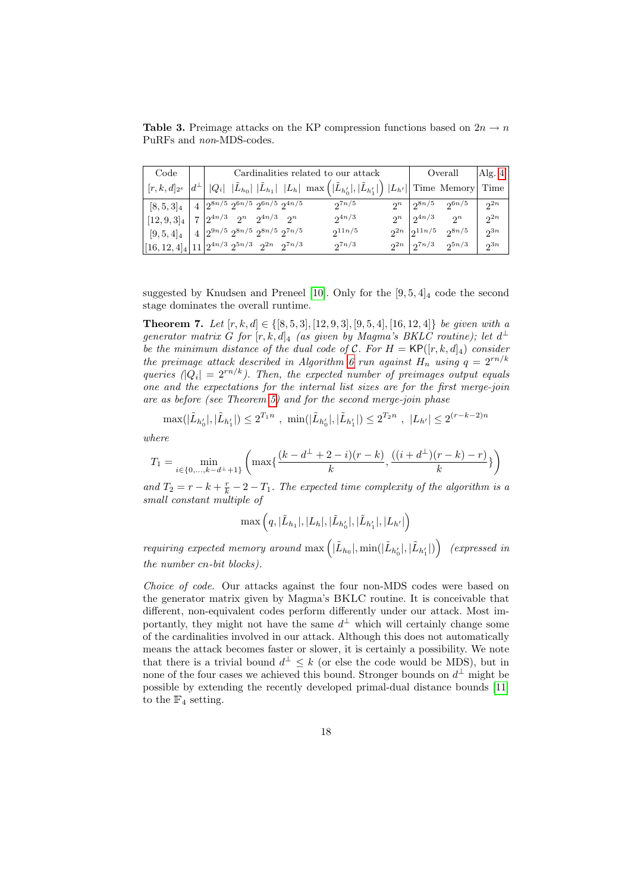**Table 3.** Preimage attacks on the KP compression functions based on $2n \to n$ PuRFs and *non*-MDS-codes.

| Code | | Cardinalities related to our attack | | | | | | Overall | | Alg. 4 |
|---|---|---|---|---|---|---|---|---|---|---|
| $[r,k,d]_{2^e}$ | $d^\perp$ | $\lvert Q_i\rvert$ | $\lvert\tilde{L}_{h_0}\rvert$ | $\lvert\tilde{L}_{h_1}\rvert$ | $\lvert L_h\rvert$ | $\max\left(\lvert\tilde{L}_{h'_0}\rvert, \lvert\tilde{L}_{h'_1}\rvert\right)$ | $\lvert L_{h'}\rvert$ | Time | Memory | Time |
| $[8,5,3]_4$ | 4 | $2^{8n/5}$ | $2^{6n/5}$ | $2^{6n/5}$ | $2^{4n/5}$ | $2^{7n/5}$ | $2^n$ | $2^{8n/5}$ | $2^{6n/5}$ | $2^{2n}$ |
| $[12,9,3]_4$ | 7 | $2^{4n/3}$ | $2^n$ | $2^{4n/3}$ | $2^n$ | $2^{4n/3}$ | $2^n$ | $2^{4n/3}$ | $2^n$ | $2^{2n}$ |
| $[9,5,4]_4$ | 4 | $2^{9n/5}$ | $2^{8n/5}$ | $2^{8n/5}$ | $2^{7n/5}$ | $2^{11n/5}$ | $2^{2n}$ | $2^{11n/5}$ | $2^{8n/5}$ | $2^{3n}$ |
| $[16,12,4]_4$ | 11 | $2^{4n/3}$ | $2^{5n/3}$ | $2^{2n}$ | $2^{7n/3}$ | $2^{7n/3}$ | $2^{2n}$ | $2^{7n/3}$ | $2^{5n/3}$ | $2^{3n}$ |

suggested by Knudsen and Preneel [10]. Only for the $[9,5,4]_4$ code the second stage dominates the overall runtime.

**Theorem 7.** *Let $[r,k,d] \in \{[8,5,3],[12,9,3],[9,5,4],[16,12,4]\}$ be given with a generator matrix $G$ for $[r,k,d]_4$ (as given by Magma's BKLC routine); let $d^\perp$ be the minimum distance of the dual code of $\mathcal{C}$. For $H = \mathsf{KP}([r,k,d]_4)$ consider the preimage attack described in Algorithm 6 run against $H_n$ using $q = 2^{rn/k}$ queries ($\lvert Q_i\rvert = 2^{rn/k}$). Then, the expected number of preimages output equals one and the expectations for the internal list sizes are for the first merge-join are as before (see Theorem 5) and for the second merge-join phase*

$$\max(\lvert\tilde{L}_{h'_0}\rvert, \lvert\tilde{L}_{h'_1}\rvert) \le 2^{T_1 n}\ ,\ \min(\lvert\tilde{L}_{h'_0}\rvert, \lvert\tilde{L}_{h'_1}\rvert) \le 2^{T_2 n}\ ,\ \lvert L_{h'}\rvert \le 2^{(r-k-2)n}$$

*where*

$$T_1 = \min_{i\in\{0,\ldots,k-d^\perp+1\}}\left(\max\{\frac{(k-d^\perp+2-i)(r-k)}{k}, \frac{((i+d^\perp)(r-k)-r)}{k}\}\right)$$

*and $T_2 = r-k+\frac{r}{k}-2-T_1$. The expected time complexity of the algorithm is a small constant multiple of*

$$\max\left(q, \lvert\tilde{L}_{h_1}\rvert, \lvert L_h\rvert, \lvert\tilde{L}_{h'_0}\rvert, \lvert\tilde{L}_{h'_1}\rvert, \lvert L_{h'}\rvert\right)$$

*requiring expected memory around $\max\left(\lvert\tilde{L}_{h_0}\rvert, \min(\lvert\tilde{L}_{h'_0}\rvert, \lvert\tilde{L}_{h'_1}\rvert)\right)$ (expressed in the number $cn$-bit blocks).*

*Choice of code.* Our attacks against the four non-MDS codes were based on the generator matrix given by Magma's BKLC routine. It is conceivable that different, non-equivalent codes perform differently under our attack. Most importantly, they might not have the same $d^\perp$ which will certainly change some of the cardinalities involved in our attack. Although this does not automatically means the attack becomes faster or slower, it is certainly a possibility. We note that there is a trivial bound $d^\perp \le k$ (or else the code would be MDS), but in none of the four cases we achieved this bound. Stronger bounds on $d^\perp$ might be possible by extending the recently developed primal-dual distance bounds [11] to the $\mathbb{F}_4$ setting.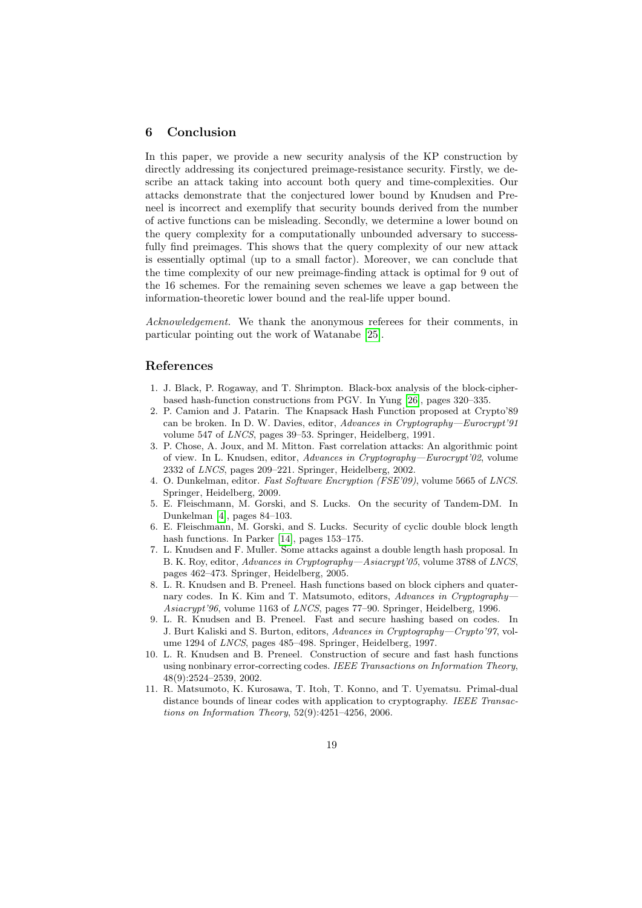## 6 Conclusion

In this paper, we provide a new security analysis of the KP construction by directly addressing its conjectured preimage-resistance security. Firstly, we describe an attack taking into account both query and time-complexities. Our attacks demonstrate that the conjectured lower bound by Knudsen and Preneel is incorrect and exemplify that security bounds derived from the number of active functions can be misleading. Secondly, we determine a lower bound on the query complexity for a computationally unbounded adversary to successfully find preimages. This shows that the query complexity of our new attack is essentially optimal (up to a small factor). Moreover, we can conclude that the time complexity of our new preimage-finding attack is optimal for 9 out of the 16 schemes. For the remaining seven schemes we leave a gap between the information-theoretic lower bound and the real-life upper bound.

*Acknowledgement.* We thank the anonymous referees for their comments, in particular pointing out the work of Watanabe [25].

## References

1. J. Black, P. Rogaway, and T. Shrimpton. Black-box analysis of the block-cipher-based hash-function constructions from PGV. In Yung [26], pages 320–335.
2. P. Camion and J. Patarin. The Knapsack Hash Function proposed at Crypto'89 can be broken. In D. W. Davies, editor, *Advances in Cryptography—Eurocrypt'91* volume 547 of *LNCS*, pages 39–53. Springer, Heidelberg, 1991.
3. P. Chose, A. Joux, and M. Mitton. Fast correlation attacks: An algorithmic point of view. In L. Knudsen, editor, *Advances in Cryptography—Eurocrypt'02*, volume 2332 of *LNCS*, pages 209–221. Springer, Heidelberg, 2002.
4. O. Dunkelman, editor. *Fast Software Encryption (FSE'09)*, volume 5665 of *LNCS*. Springer, Heidelberg, 2009.
5. E. Fleischmann, M. Gorski, and S. Lucks. On the security of Tandem-DM. In Dunkelman [4], pages 84–103.
6. E. Fleischmann, M. Gorski, and S. Lucks. Security of cyclic double block length hash functions. In Parker [14], pages 153–175.
7. L. Knudsen and F. Muller. Some attacks against a double length hash proposal. In B. K. Roy, editor, *Advances in Cryptography—Asiacrypt'05*, volume 3788 of *LNCS*, pages 462–473. Springer, Heidelberg, 2005.
8. L. R. Knudsen and B. Preneel. Hash functions based on block ciphers and quaternary codes. In K. Kim and T. Matsumoto, editors, *Advances in Cryptography—Asiacrypt'96*, volume 1163 of *LNCS*, pages 77–90. Springer, Heidelberg, 1996.
9. L. R. Knudsen and B. Preneel. Fast and secure hashing based on codes. In J. Burt Kaliski and S. Burton, editors, *Advances in Cryptography—Crypto'97*, volume 1294 of *LNCS*, pages 485–498. Springer, Heidelberg, 1997.
10. L. R. Knudsen and B. Preneel. Construction of secure and fast hash functions using nonbinary error-correcting codes. *IEEE Transactions on Information Theory*, 48(9):2524–2539, 2002.
11. R. Matsumoto, K. Kurosawa, T. Itoh, T. Konno, and T. Uyematsu. Primal-dual distance bounds of linear codes with application to cryptography. *IEEE Transactions on Information Theory*, 52(9):4251–4256, 2006.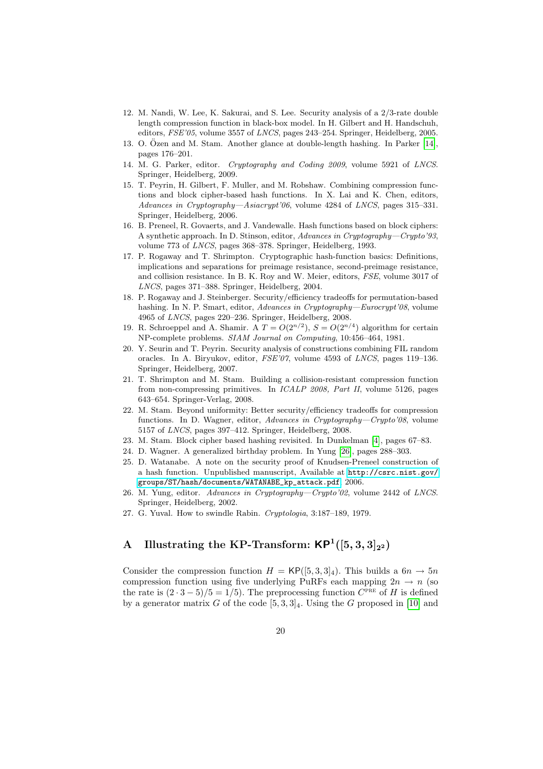12. M. Nandi, W. Lee, K. Sakurai, and S. Lee. Security analysis of a 2/3-rate double length compression function in black-box model. In H. Gilbert and H. Handschuh, editors, *FSE'05*, volume 3557 of *LNCS*, pages 243–254. Springer, Heidelberg, 2005.
13. O. Özen and M. Stam. Another glance at double-length hashing. In Parker [14], pages 176–201.
14. M. G. Parker, editor. *Cryptography and Coding 2009*, volume 5921 of *LNCS*. Springer, Heidelberg, 2009.
15. T. Peyrin, H. Gilbert, F. Muller, and M. Robshaw. Combining compression functions and block cipher-based hash functions. In X. Lai and K. Chen, editors, *Advances in Cryptography—Asiacrypt'06*, volume 4284 of *LNCS*, pages 315–331. Springer, Heidelberg, 2006.
16. B. Preneel, R. Govaerts, and J. Vandewalle. Hash functions based on block ciphers: A synthetic approach. In D. Stinson, editor, *Advances in Cryptography—Crypto'93*, volume 773 of *LNCS*, pages 368–378. Springer, Heidelberg, 1993.
17. P. Rogaway and T. Shrimpton. Cryptographic hash-function basics: Definitions, implications and separations for preimage resistance, second-preimage resistance, and collision resistance. In B. K. Roy and W. Meier, editors, *FSE*, volume 3017 of *LNCS*, pages 371–388. Springer, Heidelberg, 2004.
18. P. Rogaway and J. Steinberger. Security/efficiency tradeoffs for permutation-based hashing. In N. P. Smart, editor, *Advances in Cryptography—Eurocrypt'08*, volume 4965 of *LNCS*, pages 220–236. Springer, Heidelberg, 2008.
19. R. Schroeppel and A. Shamir. A $T = O(2^{n/2})$, $S = O(2^{n/4})$ algorithm for certain NP-complete problems. *SIAM Journal on Computing*, 10:456–464, 1981.
20. Y. Seurin and T. Peyrin. Security analysis of constructions combining FIL random oracles. In A. Biryukov, editor, *FSE'07*, volume 4593 of *LNCS*, pages 119–136. Springer, Heidelberg, 2007.
21. T. Shrimpton and M. Stam. Building a collision-resistant compression function from non-compressing primitives. In *ICALP 2008, Part II*, volume 5126, pages 643–654. Springer-Verlag, 2008.
22. M. Stam. Beyond uniformity: Better security/efficiency tradeoffs for compression functions. In D. Wagner, editor, *Advances in Cryptography—Crypto'08*, volume 5157 of *LNCS*, pages 397–412. Springer, Heidelberg, 2008.
23. M. Stam. Block cipher based hashing revisited. In Dunkelman [4], pages 67–83.
24. D. Wagner. A generalized birthday problem. In Yung [26], pages 288–303.
25. D. Watanabe. A note on the security proof of Knudsen-Preneel construction of a hash function. Unpublished manuscript, Available at http://csrc.nist.gov/groups/ST/hash/documents/WATANABE_kp_attack.pdf, 2006.
26. M. Yung, editor. *Advances in Cryptography—Crypto'02*, volume 2442 of *LNCS*. Springer, Heidelberg, 2002.
27. G. Yuval. How to swindle Rabin. *Cryptologia*, 3:187–189, 1979.

# A Illustrating the KP-Transform: $\mathsf{KP}^1([5,3,3]_{2^2})$

Consider the compression function $H = \mathsf{KP}([5,3,3]_4)$. This builds a $6n \to 5n$ compression function using five underlying PuRFs each mapping $2n \to n$ (so the rate is $(2 \cdot 3 - 5)/5 = 1/5$). The preprocessing function $C^{\text{PRE}}$ of $H$ is defined by a generator matrix $G$ of the code $[5,3,3]_4$. Using the $G$ proposed in [10] and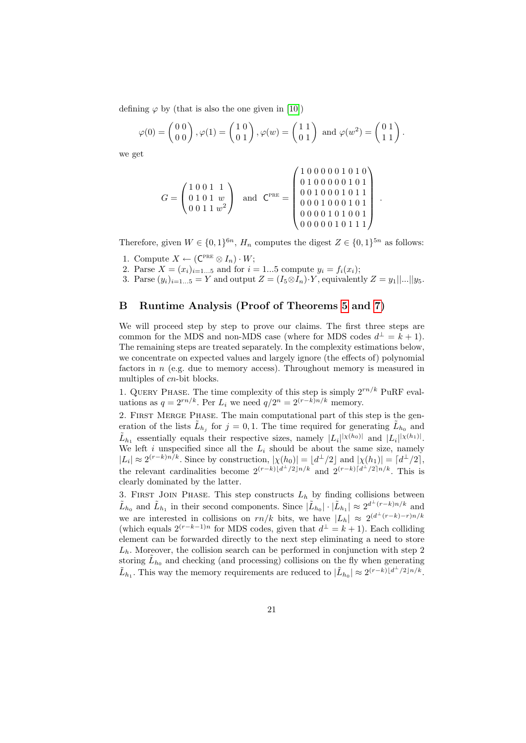defining $\varphi$ by (that is also the one given in [10])

$$\varphi(0) = \begin{pmatrix} 0\,0 \\ 0\,0 \end{pmatrix}, \varphi(1) = \begin{pmatrix} 1\,0 \\ 0\,1 \end{pmatrix}, \varphi(w) = \begin{pmatrix} 1\,1 \\ 0\,1 \end{pmatrix} \text{ and } \varphi(w^2) = \begin{pmatrix} 0\,1 \\ 1\,1 \end{pmatrix}.$$

we get

$$G = \begin{pmatrix} 1\,0\,0\,1 & 1 \\ 0\,1\,0\,1 & w \\ 0\,0\,1\,1 & w^2 \end{pmatrix} \text{ and } \mathsf{C}^{\text{PRE}} = \begin{pmatrix} 1\,0\,0\,0\,0\,0\,1\,0\,1\,0 \\ 0\,1\,0\,0\,0\,0\,0\,1\,0\,1 \\ 0\,0\,1\,0\,0\,0\,1\,0\,1\,1 \\ 0\,0\,0\,1\,0\,0\,0\,1\,0\,1 \\ 0\,0\,0\,0\,1\,0\,1\,0\,0\,1 \\ 0\,0\,0\,0\,0\,1\,0\,1\,1\,1 \end{pmatrix}.$$

Therefore, given $W \in \{0,1\}^{6n}$, $H_n$ computes the digest $Z \in \{0,1\}^{5n}$ as follows:

1. Compute $X \leftarrow (\mathsf{C}^{\text{PRE}} \otimes I_n) \cdot W$;
2. Parse $X = (x_i)_{i=1...5}$ and for $i = 1...5$ compute $y_i = f_i(x_i)$;
3. Parse $(y_i)_{i=1...5} = Y$ and output $Z = (I_5 \otimes I_n) \cdot Y$, equivalently $Z = y_1||...||y_5$.

## B Runtime Analysis (Proof of Theorems 5 and 7)

We will proceed step by step to prove our claims. The first three steps are common for the MDS and non-MDS case (where for MDS codes $d^\perp = k+1$). The remaining steps are treated separately. In the complexity estimations below, we concentrate on expected values and largely ignore (the effects of) polynomial factors in $n$ (e.g. due to memory access). Throughout memory is measured in multiples of $cn$-bit blocks.

1. Query Phase. The time complexity of this step is simply $2^{rn/k}$ PuRF evaluations as $q = 2^{rn/k}$. Per $L_i$ we need $q/2^n = 2^{(r-k)n/k}$ memory.

2. First Merge Phase. The main computational part of this step is the generation of the lists $\tilde{L}_{h_j}$ for $j = 0, 1$. The time required for generating $\tilde{L}_{h_0}$ and $\tilde{L}_{h_1}$ essentially equals their respective sizes, namely $|L_i|^{|\chi(h_0)|}$ and $|L_i|^{|\chi(h_1)|}$. We left $i$ unspecified since all the $L_i$ should be about the same size, namely $|L_i| \approx 2^{(r-k)n/k}$. Since by construction, $|\chi(h_0)| = \lfloor d^\perp/2 \rfloor$ and $|\chi(h_1)| = \lceil d^\perp/2 \rceil$, the relevant cardinalities become $2^{(r-k)\lfloor d^\perp/2 \rfloor n/k}$ and $2^{(r-k)\lceil d^\perp/2 \rceil n/k}$. This is clearly dominated by the latter.

3. First Join Phase. This step constructs $L_h$ by finding collisions between $\tilde{L}_{h_0}$ and $\tilde{L}_{h_1}$ in their second components. Since $|\tilde{L}_{h_0}| \cdot |\tilde{L}_{h_1}| \approx 2^{d^\perp (r-k)n/k}$ and we are interested in collisions on $rn/k$ bits, we have $|L_h| \approx 2^{(d^\perp (r-k)-r)n/k}$ (which equals $2^{(r-k-1)n}$ for MDS codes, given that $d^\perp = k+1$). Each colliding element can be forwarded directly to the next step eliminating a need to store $L_h$. Moreover, the collision search can be performed in conjunction with step 2 storing $\tilde{L}_{h_0}$ and checking (and processing) collisions on the fly when generating $\tilde{L}_{h_1}$. This way the memory requirements are reduced to $|\tilde{L}_{h_0}| \approx 2^{(r-k)\lfloor d^\perp/2 \rfloor n/k}$.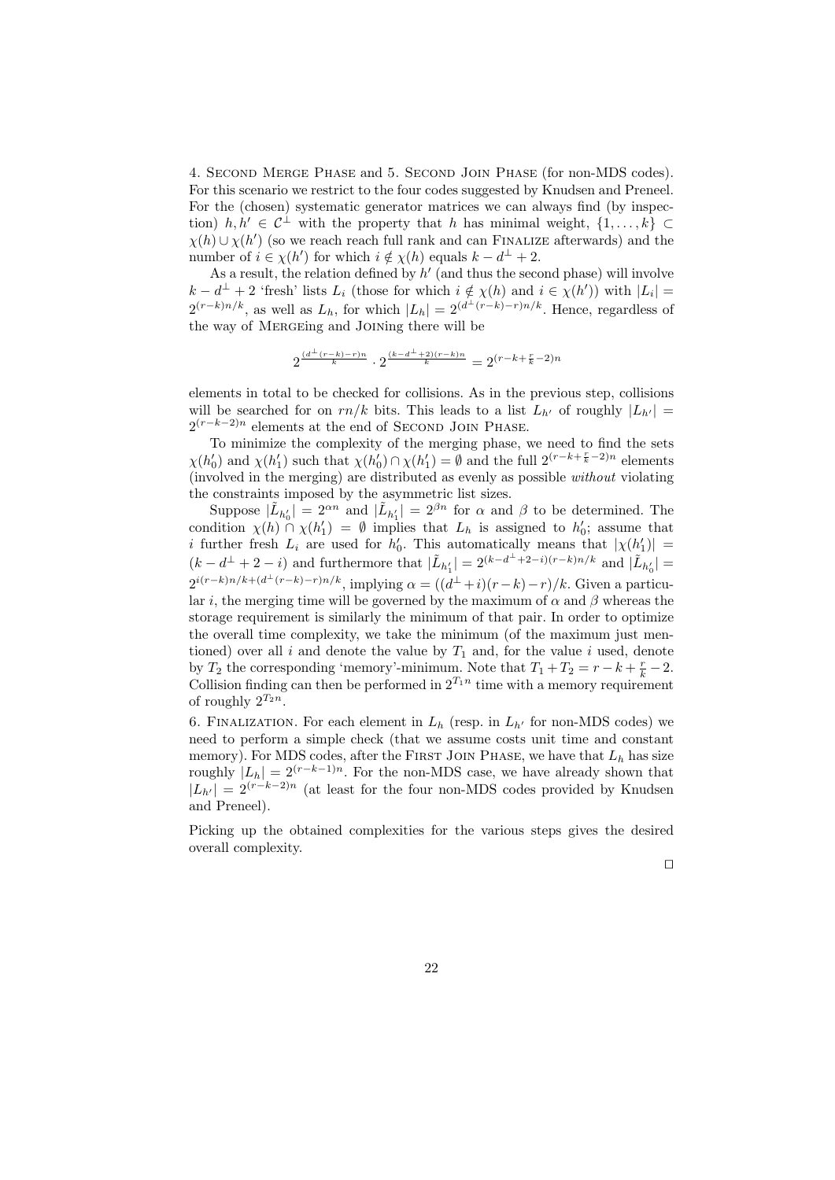4. Second Merge Phase and 5. Second Join Phase (for non-MDS codes). For this scenario we restrict to the four codes suggested by Knudsen and Preneel. For the (chosen) systematic generator matrices we can always find (by inspection) $h, h' \in \mathcal{C}^\perp$ with the property that $h$ has minimal weight, $\{1, \ldots, k\} \subset \chi(h) \cup \chi(h')$ (so we reach reach full rank and can Finalize afterwards) and the number of $i \in \chi(h')$ for which $i \notin \chi(h)$ equals $k - d^\perp + 2$.

As a result, the relation defined by $h'$ (and thus the second phase) will involve $k - d^\perp + 2$ 'fresh' lists $L_i$ (those for which $i \notin \chi(h)$ and $i \in \chi(h')$) with $|L_i| = 2^{(r-k)n/k}$, as well as $L_h$, for which $|L_h| = 2^{(d^\perp(r-k)-r)n/k}$. Hence, regardless of the way of Mergeing and Joining there will be

$$2^{\frac{(d^\perp(r-k)-r)n}{k}} \cdot 2^{\frac{(k-d^\perp+2)(r-k)n}{k}} = 2^{(r-k+\frac{r}{k}-2)n}$$

elements in total to be checked for collisions. As in the previous step, collisions will be searched for on $rn/k$ bits. This leads to a list $L_{h'}$ of roughly $|L_{h'}| = 2^{(r-k-2)n}$ elements at the end of Second Join Phase.

To minimize the complexity of the merging phase, we need to find the sets $\chi(h'_0)$ and $\chi(h'_1)$ such that $\chi(h'_0) \cap \chi(h'_1) = \emptyset$ and the full $2^{(r-k+\frac{r}{k}-2)n}$ elements (involved in the merging) are distributed as evenly as possible *without* violating the constraints imposed by the asymmetric list sizes.

Suppose $|\tilde{L}_{h'_0}| = 2^{\alpha n}$ and $|\tilde{L}_{h'_1}| = 2^{\beta n}$ for $\alpha$ and $\beta$ to be determined. The condition $\chi(h) \cap \chi(h'_1) = \emptyset$ implies that $L_h$ is assigned to $h'_0$; assume that $i$ further fresh $L_i$ are used for $h'_0$. This automatically means that $|\chi(h'_1)| = (k - d^\perp + 2 - i)$ and furthermore that $|\tilde{L}_{h'_1}| = 2^{(k-d^\perp+2-i)(r-k)n/k}$ and $|\tilde{L}_{h'_0}| = 2^{i(r-k)n/k + (d^\perp(r-k)-r)n/k}$, implying $\alpha = ((d^\perp + i)(r-k) - r)/k$. Given a particular $i$, the merging time will be governed by the maximum of $\alpha$ and $\beta$ whereas the storage requirement is similarly the minimum of that pair. In order to optimize the overall time complexity, we take the minimum (of the maximum just mentioned) over all $i$ and denote the value by $T_1$ and, for the value $i$ used, denote by $T_2$ the corresponding 'memory'-minimum. Note that $T_1 + T_2 = r - k + \frac{r}{k} - 2$. Collision finding can then be performed in $2^{T_1 n}$ time with a memory requirement of roughly $2^{T_2 n}$.

6. Finalization. For each element in $L_h$ (resp. in $L_{h'}$ for non-MDS codes) we need to perform a simple check (that we assume costs unit time and constant memory). For MDS codes, after the First Join Phase, we have that $L_h$ has size roughly $|L_h| = 2^{(r-k-1)n}$. For the non-MDS case, we have already shown that $|L_{h'}| = 2^{(r-k-2)n}$ (at least for the four non-MDS codes provided by Knudsen and Preneel).

Picking up the obtained complexities for the various steps gives the desired overall complexity.

□